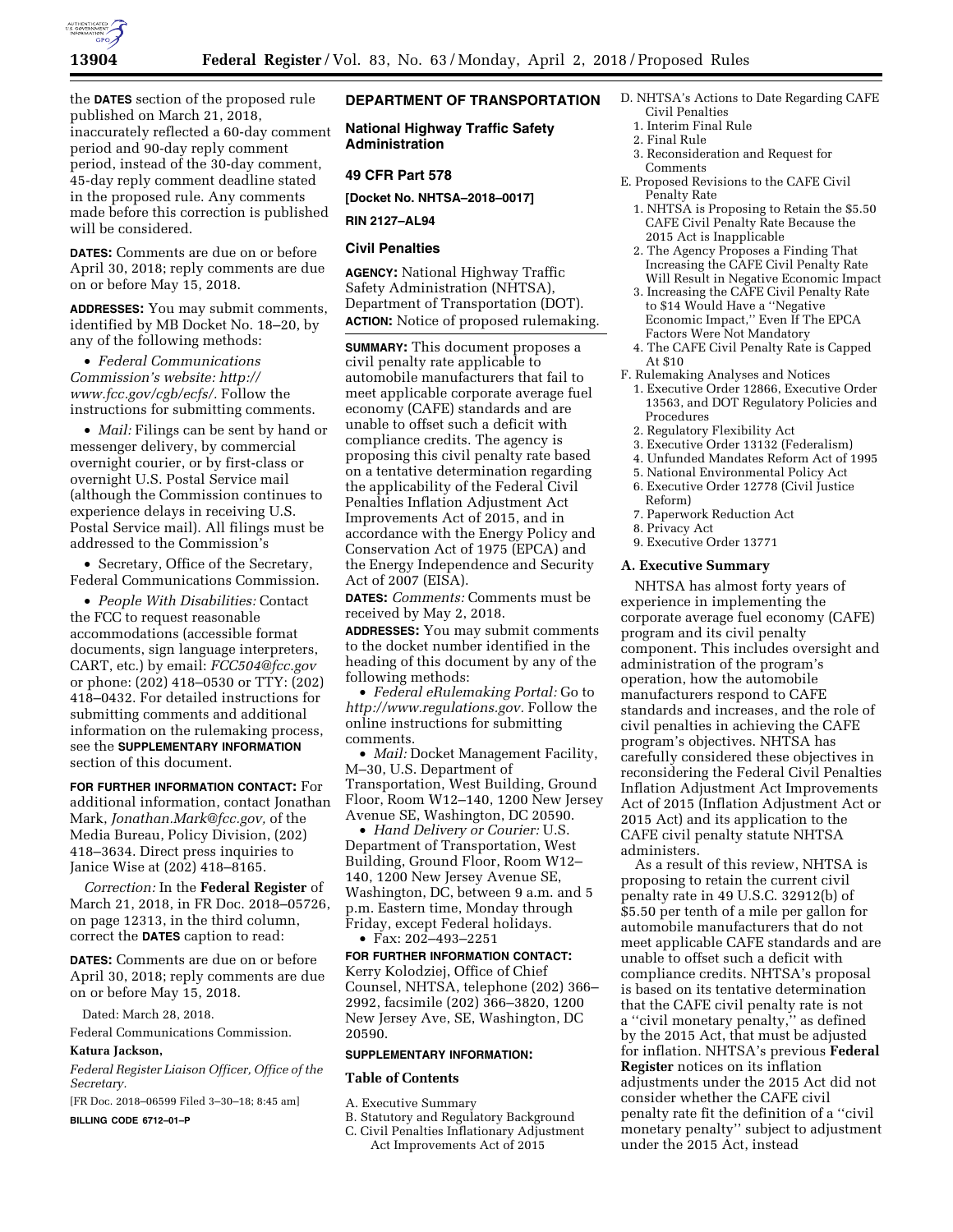the **DATES** section of the proposed rule published on March 21, 2018, inaccurately reflected a 60-day comment period and 90-day reply comment period, instead of the 30-day comment, 45-day reply comment deadline stated in the proposed rule. Any comments made before this correction is published will be considered.

**DATES:** Comments are due on or before April 30, 2018; reply comments are due on or before May 15, 2018.

**ADDRESSES:** You may submit comments, identified by MB Docket No. 18–20, by any of the following methods:

- *Federal Communications Commission's website: http://www.fcc.gov/cgb/ecfs/.* Follow the instructions for submitting comments.
- *Mail:* Filings can be sent by hand or messenger delivery, by commercial overnight courier, or by first-class or overnight U.S. Postal Service mail (although the Commission continues to experience delays in receiving U.S. Postal Service mail). All filings must be addressed to the Commission's
- Secretary, Office of the Secretary, Federal Communications Commission.
- *People With Disabilities:* Contact the FCC to request reasonable accommodations (accessible format documents, sign language interpreters, CART, etc.) by email: *FCC504@fcc.gov* or phone: (202) 418–0530 or TTY: (202) 418–0432. For detailed instructions for submitting comments and additional information on the rulemaking process, see the **SUPPLEMENTARY INFORMATION** section of this document.

**FOR FURTHER INFORMATION CONTACT:** For additional information, contact Jonathan Mark, *Jonathan.Mark@fcc.gov,* of the Media Bureau, Policy Division, (202) 418–3634. Direct press inquiries to Janice Wise at (202) 418–8165.

*Correction:* In the **Federal Register** of March 21, 2018, in FR Doc. 2018–05726, on page 12313, in the third column, correct the **DATES** caption to read:

**DATES:** Comments are due on or before April 30, 2018; reply comments are due on or before May 15, 2018.

Dated: March 28, 2018.

Federal Communications Commission.

**Katura Jackson,**

*Federal Register Liaison Officer, Office of the Secretary.*

[FR Doc. 2018–06599 Filed 3–30–18; 8:45 am]

**BILLING CODE 6712–01–P**

## DEPARTMENT OF TRANSPORTATION

### National Highway Traffic Safety Administration

### 49 CFR Part 578

**[Docket No. NHTSA–2018–0017]**

**RIN 2127–AL94**

### Civil Penalties

**AGENCY:** National Highway Traffic Safety Administration (NHTSA), Department of Transportation (DOT).

**ACTION:** Notice of proposed rulemaking.

**SUMMARY:** This document proposes a civil penalty rate applicable to automobile manufacturers that fail to meet applicable corporate average fuel economy (CAFE) standards and are unable to offset such a deficit with compliance credits. The agency is proposing this civil penalty rate based on a tentative determination regarding the applicability of the Federal Civil Penalties Inflation Adjustment Act Improvements Act of 2015, and in accordance with the Energy Policy and Conservation Act of 1975 (EPCA) and the Energy Independence and Security Act of 2007 (EISA).

**DATES:** *Comments:* Comments must be received by May 2, 2018.

**ADDRESSES:** You may submit comments to the docket number identified in the heading of this document by any of the following methods:

- *Federal eRulemaking Portal:* Go to *http://www.regulations.gov.* Follow the online instructions for submitting comments.
- *Mail:* Docket Management Facility, M–30, U.S. Department of Transportation, West Building, Ground Floor, Room W12–140, 1200 New Jersey Avenue SE, Washington, DC 20590.
- *Hand Delivery or Courier:* U.S. Department of Transportation, West Building, Ground Floor, Room W12–140, 1200 New Jersey Avenue SE, Washington, DC, between 9 a.m. and 5 p.m. Eastern time, Monday through Friday, except Federal holidays.
- Fax: 202–493–2251

**FOR FURTHER INFORMATION CONTACT:** Kerry Kolodziej, Office of Chief Counsel, NHTSA, telephone (202) 366–2992, facsimile (202) 366–3820, 1200 New Jersey Ave, SE, Washington, DC 20590.

**SUPPLEMENTARY INFORMATION:**

**Table of Contents**

A. Executive Summary
B. Statutory and Regulatory Background
C. Civil Penalties Inflationary Adjustment Act Improvements Act of 2015
D. NHTSA's Actions to Date Regarding CAFE Civil Penalties
   1. Interim Final Rule
   2. Final Rule
   3. Reconsideration and Request for Comments
E. Proposed Revisions to the CAFE Civil Penalty Rate
   1. NHTSA is Proposing to Retain the $5.50 CAFE Civil Penalty Rate Because the 2015 Act is Inapplicable
   2. The Agency Proposes a Finding That Increasing the CAFE Civil Penalty Rate Will Result in Negative Economic Impact
   3. Increasing the CAFE Civil Penalty Rate to $14 Would Have a "Negative Economic Impact," Even If The EPCA Factors Were Not Mandatory
   4. The CAFE Civil Penalty Rate is Capped At $10
F. Rulemaking Analyses and Notices
   1. Executive Order 12866, Executive Order 13563, and DOT Regulatory Policies and Procedures
   2. Regulatory Flexibility Act
   3. Executive Order 13132 (Federalism)
   4. Unfunded Mandates Reform Act of 1995
   5. National Environmental Policy Act
   6. Executive Order 12778 (Civil Justice Reform)
   7. Paperwork Reduction Act
   8. Privacy Act
   9. Executive Order 13771

### A. Executive Summary

NHTSA has almost forty years of experience in implementing the corporate average fuel economy (CAFE) program and its civil penalty component. This includes oversight and administration of the program's operation, how the automobile manufacturers respond to CAFE standards and increases, and the role of civil penalties in achieving the CAFE program's objectives. NHTSA has carefully considered these objectives in reconsidering the Federal Civil Penalties Inflation Adjustment Act Improvements Act of 2015 (Inflation Adjustment Act or 2015 Act) and its application to the CAFE civil penalty statute NHTSA administers.

As a result of this review, NHTSA is proposing to retain the current civil penalty rate in 49 U.S.C. 32912(b) of $5.50 per tenth of a mile per gallon for automobile manufacturers that do not meet applicable CAFE standards and are unable to offset such a deficit with compliance credits. NHTSA's proposal is based on its tentative determination that the CAFE civil penalty rate is not a "civil monetary penalty," as defined by the 2015 Act, that must be adjusted for inflation. NHTSA's previous **Federal Register** notices on its inflation adjustments under the 2015 Act did not consider whether the CAFE civil penalty rate fit the definition of a "civil monetary penalty" subject to adjustment under the 2015 Act, instead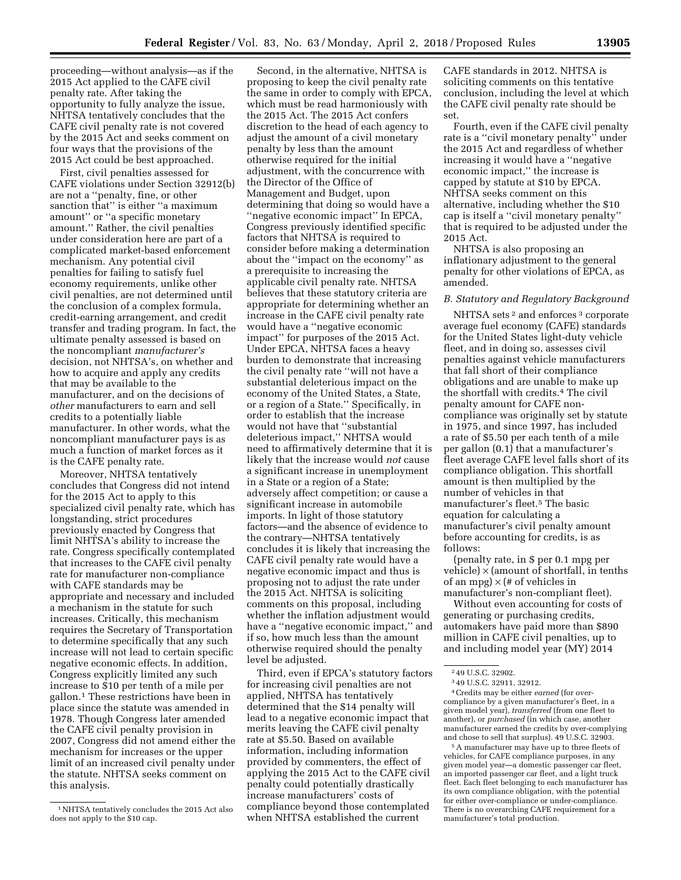proceeding—without analysis—as if the 2015 Act applied to the CAFE civil penalty rate. After taking the opportunity to fully analyze the issue, NHTSA tentatively concludes that the CAFE civil penalty rate is not covered by the 2015 Act and seeks comment on four ways that the provisions of the 2015 Act could be best approached.

First, civil penalties assessed for CAFE violations under Section 32912(b) are not a ''penalty, fine, or other sanction that'' is either ''a maximum amount'' or ''a specific monetary amount.'' Rather, the civil penalties under consideration here are part of a complicated market-based enforcement mechanism. Any potential civil penalties for failing to satisfy fuel economy requirements, unlike other civil penalties, are not determined until the conclusion of a complex formula, credit-earning arrangement, and credit transfer and trading program. In fact, the ultimate penalty assessed is based on the noncompliant *manufacturer's* decision, not NHTSA's, on whether and how to acquire and apply any credits that may be available to the manufacturer, and on the decisions of *other* manufacturers to earn and sell credits to a potentially liable manufacturer. In other words, what the noncompliant manufacturer pays is as much a function of market forces as it is the CAFE penalty rate.

Moreover, NHTSA tentatively concludes that Congress did not intend for the 2015 Act to apply to this specialized civil penalty rate, which has longstanding, strict procedures previously enacted by Congress that limit NHTSA's ability to increase the rate. Congress specifically contemplated that increases to the CAFE civil penalty rate for manufacturer non-compliance with CAFE standards may be appropriate and necessary and included a mechanism in the statute for such increases. Critically, this mechanism requires the Secretary of Transportation to determine specifically that any such increase will not lead to certain specific negative economic effects. In addition, Congress explicitly limited any such increase to $10 per tenth of a mile per gallon.[1] These restrictions have been in place since the statute was amended in 1978. Though Congress later amended the CAFE civil penalty provision in 2007, Congress did not amend either the mechanism for increases or the upper limit of an increased civil penalty under the statute. NHTSA seeks comment on this analysis.

Second, in the alternative, NHTSA is proposing to keep the civil penalty rate the same in order to comply with EPCA, which must be read harmoniously with the 2015 Act. The 2015 Act confers discretion to the head of each agency to adjust the amount of a civil monetary penalty by less than the amount otherwise required for the initial adjustment, with the concurrence with the Director of the Office of Management and Budget, upon determining that doing so would have a ''negative economic impact'' In EPCA, Congress previously identified specific factors that NHTSA is required to consider before making a determination about the ''impact on the economy'' as a prerequisite to increasing the applicable civil penalty rate. NHTSA believes that these statutory criteria are appropriate for determining whether an increase in the CAFE civil penalty rate would have a ''negative economic impact'' for purposes of the 2015 Act. Under EPCA, NHTSA faces a heavy burden to demonstrate that increasing the civil penalty rate ''will not have a substantial deleterious impact on the economy of the United States, a State, or a region of a State.'' Specifically, in order to establish that the increase would not have that ''substantial deleterious impact,'' NHTSA would need to affirmatively determine that it is likely that the increase would *not* cause a significant increase in unemployment in a State or a region of a State; adversely affect competition; or cause a significant increase in automobile imports. In light of those statutory factors—and the absence of evidence to the contrary—NHTSA tentatively concludes it is likely that increasing the CAFE civil penalty rate would have a negative economic impact and thus is proposing not to adjust the rate under the 2015 Act. NHTSA is soliciting comments on this proposal, including whether the inflation adjustment would have a ''negative economic impact,'' and if so, how much less than the amount otherwise required should the penalty level be adjusted.

Third, even if EPCA's statutory factors for increasing civil penalties are not applied, NHTSA has tentatively determined that the $14 penalty will lead to a negative economic impact that merits leaving the CAFE civil penalty rate at $5.50. Based on available information, including information provided by commenters, the effect of applying the 2015 Act to the CAFE civil penalty could potentially drastically increase manufacturers' costs of compliance beyond those contemplated when NHTSA established the current CAFE standards in 2012. NHTSA is soliciting comments on this tentative conclusion, including the level at which the CAFE civil penalty rate should be set.

Fourth, even if the CAFE civil penalty rate is a ''civil monetary penalty'' under the 2015 Act and regardless of whether increasing it would have a ''negative economic impact,'' the increase is capped by statute at $10 by EPCA. NHTSA seeks comment on this alternative, including whether the $10 cap is itself a ''civil monetary penalty'' that is required to be adjusted under the 2015 Act.

NHTSA is also proposing an inflationary adjustment to the general penalty for other violations of EPCA, as amended.

### *B. Statutory and Regulatory Background*

NHTSA sets[2] and enforces[3] corporate average fuel economy (CAFE) standards for the United States light-duty vehicle fleet, and in doing so, assesses civil penalties against vehicle manufacturers that fall short of their compliance obligations and are unable to make up the shortfall with credits.[4] The civil penalty amount for CAFE non-compliance was originally set by statute in 1975, and since 1997, has included a rate of $5.50 per each tenth of a mile per gallon (0.1) that a manufacturer's fleet average CAFE level falls short of its compliance obligation. This shortfall amount is then multiplied by the number of vehicles in that manufacturer's fleet.[5] The basic equation for calculating a manufacturer's civil penalty amount before accounting for credits, is as follows:

(penalty rate, in $ per 0.1 mpg per vehicle) × (amount of shortfall, in tenths of an mpg) × (# of vehicles in manufacturer's non-compliant fleet).

Without even accounting for costs of generating or purchasing credits, automakers have paid more than $890 million in CAFE civil penalties, up to and including model year (MY) 2014

---

[1] NHTSA tentatively concludes the 2015 Act also does not apply to the $10 cap.

[2] 49 U.S.C. 32902.

[3] 49 U.S.C. 32911, 32912.

[4] Credits may be either *earned* (for over-compliance by a given manufacturer's fleet, in a given model year), *transferred* (from one fleet to another), or *purchased* (in which case, another manufacturer earned the credits by over-complying and chose to sell that surplus). 49 U.S.C. 32903.

[5] A manufacturer may have up to three fleets of vehicles, for CAFE compliance purposes, in any given model year—a domestic passenger car fleet, an imported passenger car fleet, and a light truck fleet. Each fleet belonging to each manufacturer has its own compliance obligation, with the potential for either over-compliance or under-compliance. There is no overarching CAFE requirement for a manufacturer's total production.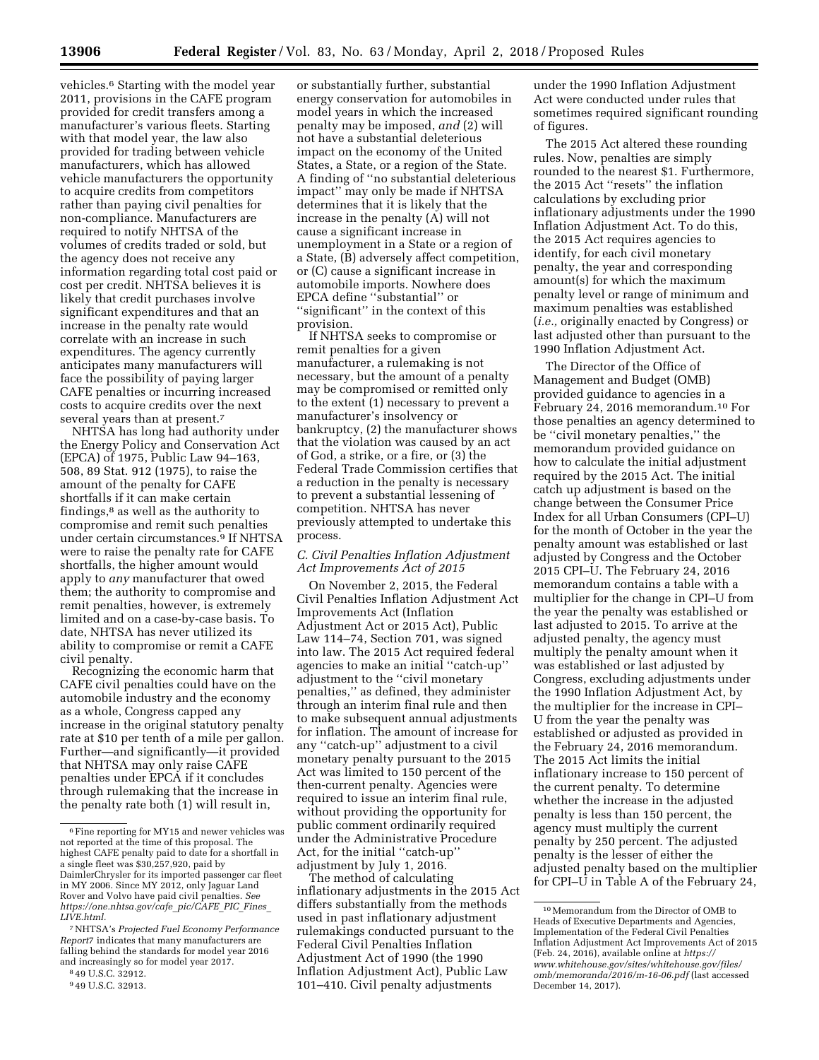vehicles.[6] Starting with the model year 2011, provisions in the CAFE program provided for credit transfers among a manufacturer's various fleets. Starting with that model year, the law also provided for trading between vehicle manufacturers, which has allowed vehicle manufacturers the opportunity to acquire credits from competitors rather than paying civil penalties for non-compliance. Manufacturers are required to notify NHTSA of the volumes of credits traded or sold, but the agency does not receive any information regarding total cost paid or cost per credit. NHTSA believes it is likely that credit purchases involve significant expenditures and that an increase in the penalty rate would correlate with an increase in such expenditures. The agency currently anticipates many manufacturers will face the possibility of paying larger CAFE penalties or incurring increased costs to acquire credits over the next several years than at present.[7]

NHTSA has long had authority under the Energy Policy and Conservation Act (EPCA) of 1975, Public Law 94–163, 508, 89 Stat. 912 (1975), to raise the amount of the penalty for CAFE shortfalls if it can make certain findings,[8] as well as the authority to compromise and remit such penalties under certain circumstances.[9] If NHTSA were to raise the penalty rate for CAFE shortfalls, the higher amount would apply to *any* manufacturer that owed them; the authority to compromise and remit penalties, however, is extremely limited and on a case-by-case basis. To date, NHTSA has never utilized its ability to compromise or remit a CAFE civil penalty.

Recognizing the economic harm that CAFE civil penalties could have on the automobile industry and the economy as a whole, Congress capped any increase in the original statutory penalty rate at $10 per tenth of a mile per gallon. Further—and significantly—it provided that NHTSA may only raise CAFE penalties under EPCA if it concludes through rulemaking that the increase in the penalty rate both (1) will result in, or substantially further, substantial energy conservation for automobiles in model years in which the increased penalty may be imposed, *and* (2) will not have a substantial deleterious impact on the economy of the United States, a State, or a region of the State. A finding of ''no substantial deleterious impact'' may only be made if NHTSA determines that it is likely that the increase in the penalty (A) will not cause a significant increase in unemployment in a State or a region of a State, (B) adversely affect competition, or (C) cause a significant increase in automobile imports. Nowhere does EPCA define ''substantial'' or ''significant'' in the context of this provision.

If NHTSA seeks to compromise or remit penalties for a given manufacturer, a rulemaking is not necessary, but the amount of a penalty may be compromised or remitted only to the extent (1) necessary to prevent a manufacturer's insolvency or bankruptcy, (2) the manufacturer shows that the violation was caused by an act of God, a strike, or a fire, or (3) the Federal Trade Commission certifies that a reduction in the penalty is necessary to prevent a substantial lessening of competition. NHTSA has never previously attempted to undertake this process.

### *C. Civil Penalties Inflation Adjustment Act Improvements Act of 2015*

On November 2, 2015, the Federal Civil Penalties Inflation Adjustment Act Improvements Act (Inflation Adjustment Act or 2015 Act), Public Law 114–74, Section 701, was signed into law. The 2015 Act required federal agencies to make an initial ''catch-up'' adjustment to the ''civil monetary penalties,'' as defined, they administer through an interim final rule and then to make subsequent annual adjustments for inflation. The amount of increase for any ''catch-up'' adjustment to a civil monetary penalty pursuant to the 2015 Act was limited to 150 percent of the then-current penalty. Agencies were required to issue an interim final rule, without providing the opportunity for public comment ordinarily required under the Administrative Procedure Act, for the initial ''catch-up'' adjustment by July 1, 2016.

The method of calculating inflationary adjustments in the 2015 Act differs substantially from the methods used in past inflationary adjustment rulemakings conducted pursuant to the Federal Civil Penalties Inflation Adjustment Act of 1990 (the 1990 Inflation Adjustment Act), Public Law 101–410. Civil penalty adjustments under the 1990 Inflation Adjustment Act were conducted under rules that sometimes required significant rounding of figures.

The 2015 Act altered these rounding rules. Now, penalties are simply rounded to the nearest $1. Furthermore, the 2015 Act ''resets'' the inflation calculations by excluding prior inflationary adjustments under the 1990 Inflation Adjustment Act. To do this, the 2015 Act requires agencies to identify, for each civil monetary penalty, the year and corresponding amount(s) for which the maximum penalty level or range of minimum and maximum penalties was established (*i.e.,* originally enacted by Congress) or last adjusted other than pursuant to the 1990 Inflation Adjustment Act.

The Director of the Office of Management and Budget (OMB) provided guidance to agencies in a February 24, 2016 memorandum.[10] For those penalties an agency determined to be ''civil monetary penalties,'' the memorandum provided guidance on how to calculate the initial adjustment required by the 2015 Act. The initial catch up adjustment is based on the change between the Consumer Price Index for all Urban Consumers (CPI–U) for the month of October in the year the penalty amount was established or last adjusted by Congress and the October 2015 CPI–U. The February 24, 2016 memorandum contains a table with a multiplier for the change in CPI–U from the year the penalty was established or last adjusted to 2015. To arrive at the adjusted penalty, the agency must multiply the penalty amount when it was established or last adjusted by Congress, excluding adjustments under the 1990 Inflation Adjustment Act, by the multiplier for the increase in CPI–U from the year the penalty was established or adjusted as provided in the February 24, 2016 memorandum. The 2015 Act limits the initial inflationary increase to 150 percent of the current penalty. To determine whether the increase in the adjusted penalty is less than 150 percent, the agency must multiply the current penalty by 250 percent. The adjusted penalty is the lesser of either the adjusted penalty based on the multiplier for CPI–U in Table A of the February 24,

---

[6] Fine reporting for MY15 and newer vehicles was not reported at the time of this proposal. The highest CAFE penalty paid to date for a shortfall in a single fleet was $30,257,920, paid by DaimlerChrysler for its imported passenger car fleet in MY 2006. Since MY 2012, only Jaguar Land Rover and Volvo have paid civil penalties. *See https://one.nhtsa.gov/cafe_pic/CAFE_PIC_Fines_LIVE.html.*

[7] NHTSA's *Projected Fuel Economy Performance Report7* indicates that many manufacturers are falling behind the standards for model year 2016 and increasingly so for model year 2017.

[8] 49 U.S.C. 32912.

[9] 49 U.S.C. 32913.

[10] Memorandum from the Director of OMB to Heads of Executive Departments and Agencies, Implementation of the Federal Civil Penalties Inflation Adjustment Act Improvements Act of 2015 (Feb. 24, 2016), available online at *https://www.whitehouse.gov/sites/whitehouse.gov/files/omb/memoranda/2016/m-16-06.pdf* (last accessed December 14, 2017).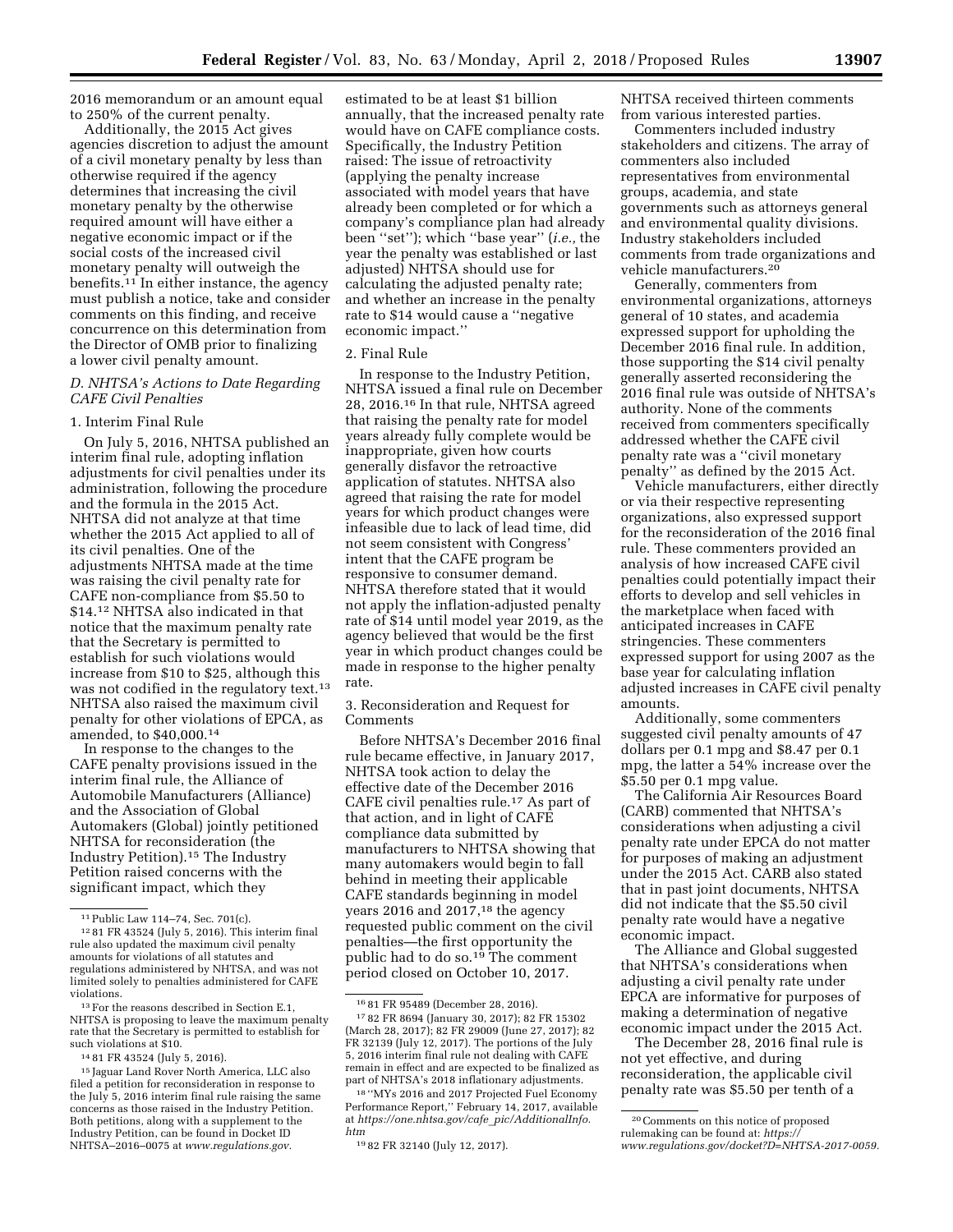2016 memorandum or an amount equal to 250% of the current penalty.

Additionally, the 2015 Act gives agencies discretion to adjust the amount of a civil monetary penalty by less than otherwise required if the agency determines that increasing the civil monetary penalty by the otherwise required amount will have either a negative economic impact or if the social costs of the increased civil monetary penalty will outweigh the benefits.[11] In either instance, the agency must publish a notice, take and consider comments on this finding, and receive concurrence on this determination from the Director of OMB prior to finalizing a lower civil penalty amount.

### *D. NHTSA's Actions to Date Regarding CAFE Civil Penalties*

#### 1. Interim Final Rule

On July 5, 2016, NHTSA published an interim final rule, adopting inflation adjustments for civil penalties under its administration, following the procedure and the formula in the 2015 Act. NHTSA did not analyze at that time whether the 2015 Act applied to all of its civil penalties. One of the adjustments NHTSA made at the time was raising the civil penalty rate for CAFE non-compliance from $5.50 to $14.[12] NHTSA also indicated in that notice that the maximum penalty rate that the Secretary is permitted to establish for such violations would increase from $10 to $25, although this was not codified in the regulatory text.[13] NHTSA also raised the maximum civil penalty for other violations of EPCA, as amended, to $40,000.[14]

In response to the changes to the CAFE penalty provisions issued in the interim final rule, the Alliance of Automobile Manufacturers (Alliance) and the Association of Global Automakers (Global) jointly petitioned NHTSA for reconsideration (the Industry Petition).[15] The Industry Petition raised concerns with the significant impact, which they estimated to be at least $1 billion annually, that the increased penalty rate would have on CAFE compliance costs. Specifically, the Industry Petition raised: The issue of retroactivity (applying the penalty increase associated with model years that have already been completed or for which a company's compliance plan had already been ''set''); which ''base year'' (*i.e.,* the year the penalty was established or last adjusted) NHTSA should use for calculating the adjusted penalty rate; and whether an increase in the penalty rate to $14 would cause a ''negative economic impact.''

#### 2. Final Rule

In response to the Industry Petition, NHTSA issued a final rule on December 28, 2016.[16] In that rule, NHTSA agreed that raising the penalty rate for model years already fully complete would be inappropriate, given how courts generally disfavor the retroactive application of statutes. NHTSA also agreed that raising the rate for model years for which product changes were infeasible due to lack of lead time, did not seem consistent with Congress' intent that the CAFE program be responsive to consumer demand. NHTSA therefore stated that it would not apply the inflation-adjusted penalty rate of $14 until model year 2019, as the agency believed that would be the first year in which product changes could be made in response to the higher penalty rate.

#### 3. Reconsideration and Request for Comments

Before NHTSA's December 2016 final rule became effective, in January 2017, NHTSA took action to delay the effective date of the December 2016 CAFE civil penalties rule.[17] As part of that action, and in light of CAFE compliance data submitted by manufacturers to NHTSA showing that many automakers would begin to fall behind in meeting their applicable CAFE standards beginning in model years 2016 and 2017,[18] the agency requested public comment on the civil penalties—the first opportunity the public had to do so.[19] The comment period closed on October 10, 2017.

NHTSA received thirteen comments from various interested parties.

Commenters included industry stakeholders and citizens. The array of commenters also included representatives from environmental groups, academia, and state governments such as attorneys general and environmental quality divisions. Industry stakeholders included comments from trade organizations and vehicle manufacturers.[20]

Generally, commenters from environmental organizations, attorneys general of 10 states, and academia expressed support for upholding the December 2016 final rule. In addition, those supporting the $14 civil penalty generally asserted reconsidering the 2016 final rule was outside of NHTSA's authority. None of the comments received from commenters specifically addressed whether the CAFE civil penalty rate was a ''civil monetary penalty'' as defined by the 2015 Act.

Vehicle manufacturers, either directly or via their respective representing organizations, also expressed support for the reconsideration of the 2016 final rule. These commenters provided an analysis of how increased CAFE civil penalties could potentially impact their efforts to develop and sell vehicles in the marketplace when faced with anticipated increases in CAFE stringencies. These commenters expressed support for using 2007 as the base year for calculating inflation adjusted increases in CAFE civil penalty amounts.

Additionally, some commenters suggested civil penalty amounts of 47 dollars per 0.1 mpg and $8.47 per 0.1 mpg, the latter a 54% increase over the $5.50 per 0.1 mpg value.

The California Air Resources Board (CARB) commented that NHTSA's considerations when adjusting a civil penalty rate under EPCA do not matter for purposes of making an adjustment under the 2015 Act. CARB also stated that in past joint documents, NHTSA did not indicate that the $5.50 civil penalty rate would have a negative economic impact.

The Alliance and Global suggested that NHTSA's considerations when adjusting a civil penalty rate under EPCA are informative for purposes of making a determination of negative economic impact under the 2015 Act.

The December 28, 2016 final rule is not yet effective, and during reconsideration, the applicable civil penalty rate was $5.50 per tenth of a

---

[11] Public Law 114–74, Sec. 701(c).

[12] 81 FR 43524 (July 5, 2016). This interim final rule also updated the maximum civil penalty amounts for violations of all statutes and regulations administered by NHTSA, and was not limited solely to penalties administered for CAFE violations.

[13] For the reasons described in Section E.1, NHTSA is proposing to leave the maximum penalty rate that the Secretary is permitted to establish for such violations at $10.

[14] 81 FR 43524 (July 5, 2016).

[15] Jaguar Land Rover North America, LLC also filed a petition for reconsideration in response to the July 5, 2016 interim final rule raising the same concerns as those raised in the Industry Petition. Both petitions, along with a supplement to the Industry Petition, can be found in Docket ID NHTSA–2016–0075 at *www.regulations.gov.*

[16] 81 FR 95489 (December 28, 2016).

[17] 82 FR 8694 (January 30, 2017); 82 FR 15302 (March 28, 2017); 82 FR 29009 (June 27, 2017); 82 FR 32139 (July 12, 2017). The portions of the July 5, 2016 interim final rule not dealing with CAFE remain in effect and are expected to be finalized as part of NHTSA's 2018 inflationary adjustments.

[18] ''MYs 2016 and 2017 Projected Fuel Economy Performance Report,'' February 14, 2017, available at *https://one.nhtsa.gov/cafe_pic/AdditionalInfo.htm*

[19] 82 FR 32140 (July 12, 2017).

[20] Comments on this notice of proposed rulemaking can be found at: *https://www.regulations.gov/docket?D=NHTSA-2017-0059.*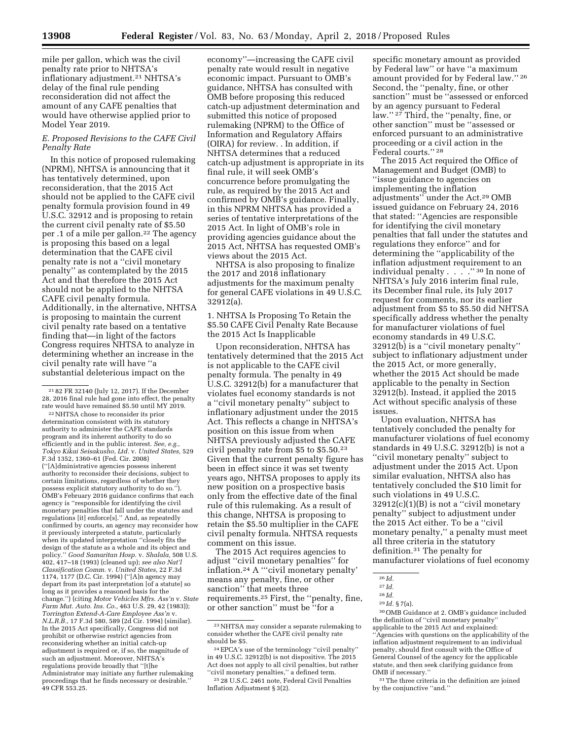mile per gallon, which was the civil penalty rate prior to NHTSA's inflationary adjustment.[21] NHTSA's delay of the final rule pending reconsideration did not affect the amount of any CAFE penalties that would have otherwise applied prior to Model Year 2019.

### *E. Proposed Revisions to the CAFE Civil Penalty Rate*

In this notice of proposed rulemaking (NPRM), NHTSA is announcing that it has tentatively determined, upon reconsideration, that the 2015 Act should not be applied to the CAFE civil penalty formula provision found in 49 U.S.C. 32912 and is proposing to retain the current civil penalty rate of $5.50 per .1 of a mile per gallon.[22] The agency is proposing this based on a legal determination that the CAFE civil penalty rate is not a ''civil monetary penalty'' as contemplated by the 2015 Act and that therefore the 2015 Act should not be applied to the NHTSA CAFE civil penalty formula. Additionally, in the alternative, NHTSA is proposing to maintain the current civil penalty rate based on a tentative finding that—in light of the factors Congress requires NHTSA to analyze in determining whether an increase in the civil penalty rate will have ''a substantial deleterious impact on the economy''—increasing the CAFE civil penalty rate would result in negative economic impact. Pursuant to OMB's guidance, NHTSA has consulted with OMB before proposing this reduced catch-up adjustment determination and submitted this notice of proposed rulemaking (NPRM) to the Office of Information and Regulatory Affairs (OIRA) for review. . In addition, if NHTSA determines that a reduced catch-up adjustment is appropriate in its final rule, it will seek OMB's concurrence before promulgating the rule, as required by the 2015 Act and confirmed by OMB's guidance. Finally, in this NPRM NHTSA has provided a series of tentative interpretations of the 2015 Act. In light of OMB's role in providing agencies guidance about the 2015 Act, NHTSA has requested OMB's views about the 2015 Act.

NHTSA is also proposing to finalize the 2017 and 2018 inflationary adjustments for the maximum penalty for general CAFE violations in 49 U.S.C. 32912(a).

1. NHTSA Is Proposing To Retain the $5.50 CAFE Civil Penalty Rate Because the 2015 Act Is Inapplicable

Upon reconsideration, NHTSA has tentatively determined that the 2015 Act is not applicable to the CAFE civil penalty formula. The penalty in 49 U.S.C. 32912(b) for a manufacturer that violates fuel economy standards is not a ''civil monetary penalty'' subject to inflationary adjustment under the 2015 Act. This reflects a change in NHTSA's position on this issue from when NHTSA previously adjusted the CAFE civil penalty rate from $5 to $5.50.[23] Given that the current penalty figure has been in effect since it was set twenty years ago, NHTSA proposes to apply its new position on a prospective basis only from the effective date of the final rule of this rulemaking. As a result of this change, NHTSA is proposing to retain the $5.50 multiplier in the CAFE civil penalty formula. NHTSA requests comment on this issue.

The 2015 Act requires agencies to adjust ''civil monetary penalties'' for inflation.[24] A '''civil monetary penalty' means any penalty, fine, or other sanction'' that meets three requirements.[25] First, the ''penalty, fine, or other sanction'' must be ''for a specific monetary amount as provided by Federal law'' or have ''a maximum amount provided for by Federal law.''[26] Second, the ''penalty, fine, or other sanction'' must be ''assessed or enforced by an agency pursuant to Federal law.''[27] Third, the ''penalty, fine, or other sanction'' must be ''assessed or enforced pursuant to an administrative proceeding or a civil action in the Federal courts.''[28]

The 2015 Act required the Office of Management and Budget (OMB) to ''issue guidance to agencies on implementing the inflation adjustments'' under the Act.[29] OMB issued guidance on February 24, 2016 that stated: ''Agencies are responsible for identifying the civil monetary penalties that fall under the statutes and regulations they enforce'' and for determining the ''applicability of the inflation adjustment requirement to an individual penalty . . . .''[30] In none of NHTSA's July 2016 interim final rule, its December final rule, its July 2017 request for comments, nor its earlier adjustment from $5 to $5.50 did NHTSA specifically address whether the penalty for manufacturer violations of fuel economy standards in 49 U.S.C. 32912(b) is a ''civil monetary penalty'' subject to inflationary adjustment under the 2015 Act, or more generally, whether the 2015 Act should be made applicable to the penalty in Section 32912(b). Instead, it applied the 2015 Act without specific analysis of these issues.

Upon evaluation, NHTSA has tentatively concluded the penalty for manufacturer violations of fuel economy standards in 49 U.S.C. 32912(b) is not a ''civil monetary penalty'' subject to adjustment under the 2015 Act. Upon similar evaluation, NHTSA also has tentatively concluded the $10 limit for such violations in 49 U.S.C. 32912(c)(1)(B) is not a ''civil monetary penalty'' subject to adjustment under the 2015 Act either. To be a ''civil monetary penalty,'' a penalty must meet all three criteria in the statutory definition.[31] The penalty for manufacturer violations of fuel economy

---

[21] 82 FR 32140 (July 12, 2017). If the December 28, 2016 final rule had gone into effect, the penalty rate would have remained $5.50 until MY 2019.

[22] NHTSA chose to reconsider its prior determination consistent with its statutory authority to administer the CAFE standards program and its inherent authority to do so efficiently and in the public interest. *See, e.g., Tokyo Kikai Seisakusho, Ltd.* v. *United States,* 529 F.3d 1352, 1360–61 (Fed. Cir. 2008) (''[A]dministrative agencies possess inherent authority to reconsider their decisions, subject to certain limitations, regardless of whether they possess explicit statutory authority to do so.''). OMB's February 2016 guidance confirms that each agency is ''responsible for identifying the civil monetary penalties that fall under the statutes and regulations [it] enforce[s].'' And, as repeatedly confirmed by courts, an agency may reconsider how it previously interpreted a statute, particularly when its updated interpretation ''closely fits the design of the statute as a whole and its object and policy.'' *Good Samaritan Hosp.* v. *Shalala,* 508 U.S. 402, 417–18 (1993) (cleaned up); *see also Nat'l Classification Comm.* v. *United States,* 22 F.3d 1174, 1177 (D.C. Cir. 1994) (''[A]n agency may depart from its past interpretation [of a statute] so long as it provides a reasoned basis for the change.'') (citing *Motor Vehicles Mfrs. Ass'n* v. *State Farm Mut. Auto. Ins. Co.,* 463 U.S. 29, 42 (1983)); *Torrington Extend-A-Care Employee Ass'n* v. *N.L.R.B.,* 17 F.3d 580, 589 (2d Cir. 1994) (similar). In the 2015 Act specifically, Congress did not prohibit or otherwise restrict agencies from reconsidering whether an initial catch-up adjustment is required or, if so, the magnitude of such an adjustment. Moreover, NHTSA's regulations provide broadly that ''[t]he Administrator may initiate any further rulemaking proceedings that he finds necessary or desirable.'' 49 CFR 553.25.

[23] NHTSA may consider a separate rulemaking to consider whether the CAFE civil penalty rate should be $5.

[24] EPCA's use of the terminology ''civil penalty'' in 49 U.S.C. 32912(b) is not dispositive. The 2015 Act does not apply to all civil penalties, but rather ''civil monetary penalties,'' a defined term.

[25] 28 U.S.C. 2461 note, Federal Civil Penalties Inflation Adjustment § 3(2).

[26] *Id.*

[27] *Id.*

[28] *Id.*

[29] *Id.* § 7(a).

[30] OMB Guidance at 2. OMB's guidance included the definition of ''civil monetary penalty'' applicable to the 2015 Act and explained: ''Agencies with questions on the applicability of the inflation adjustment requirement to an individual penalty, should first consult with the Office of General Counsel of the agency for the applicable statute, and then seek clarifying guidance from OMB if necessary.''

[31] The three criteria in the definition are joined by the conjunctive ''and.''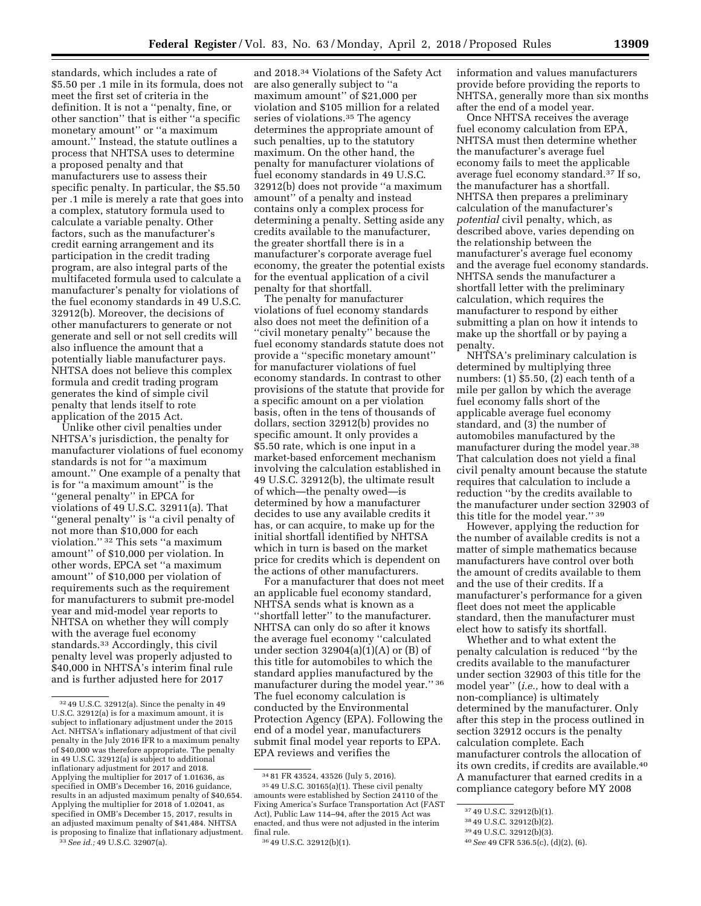standards, which includes a rate of $5.50 per .1 mile in its formula, does not meet the first set of criteria in the definition. It is not a ''penalty, fine, or other sanction'' that is either ''a specific monetary amount'' or ''a maximum amount.'' Instead, the statute outlines a process that NHTSA uses to determine a proposed penalty and that manufacturers use to assess their specific penalty. In particular, the $5.50 per .1 mile is merely a rate that goes into a complex, statutory formula used to calculate a variable penalty. Other factors, such as the manufacturer's credit earning arrangement and its participation in the credit trading program, are also integral parts of the multifaceted formula used to calculate a manufacturer's penalty for violations of the fuel economy standards in 49 U.S.C. 32912(b). Moreover, the decisions of other manufacturers to generate or not generate and sell or not sell credits will also influence the amount that a potentially liable manufacturer pays. NHTSA does not believe this complex formula and credit trading program generates the kind of simple civil penalty that lends itself to rote application of the 2015 Act.

Unlike other civil penalties under NHTSA's jurisdiction, the penalty for manufacturer violations of fuel economy standards is not for ''a maximum amount.'' One example of a penalty that is for ''a maximum amount'' is the ''general penalty'' in EPCA for violations of 49 U.S.C. 32911(a). That ''general penalty'' is ''a civil penalty of not more than $10,000 for each violation.''[32] This sets ''a maximum amount'' of $10,000 per violation. In other words, EPCA set ''a maximum amount'' of $10,000 per violation of requirements such as the requirement for manufacturers to submit pre-model year and mid-model year reports to NHTSA on whether they will comply with the average fuel economy standards.[33] Accordingly, this civil penalty level was properly adjusted to $40,000 in NHTSA's interim final rule and is further adjusted here for 2017 and 2018.[34] Violations of the Safety Act are also generally subject to ''a maximum amount'' of $21,000 per violation and $105 million for a related series of violations.[35] The agency determines the appropriate amount of such penalties, up to the statutory maximum. On the other hand, the penalty for manufacturer violations of fuel economy standards in 49 U.S.C. 32912(b) does not provide ''a maximum amount'' of a penalty and instead contains only a complex process for determining a penalty. Setting aside any credits available to the manufacturer, the greater shortfall there is in a manufacturer's corporate average fuel economy, the greater the potential exists for the eventual application of a civil penalty for that shortfall.

The penalty for manufacturer violations of fuel economy standards also does not meet the definition of a ''civil monetary penalty'' because the fuel economy standards statute does not provide a ''specific monetary amount'' for manufacturer violations of fuel economy standards. In contrast to other provisions of the statute that provide for a specific amount on a per violation basis, often in the tens of thousands of dollars, section 32912(b) provides no specific amount. It only provides a $5.50 rate, which is one input in a market-based enforcement mechanism involving the calculation established in 49 U.S.C. 32912(b), the ultimate result of which—the penalty owed—is determined by how a manufacturer decides to use any available credits it has, or can acquire, to make up for the initial shortfall identified by NHTSA which in turn is based on the market price for credits which is dependent on the actions of other manufacturers.

For a manufacturer that does not meet an applicable fuel economy standard, NHTSA sends what is known as a ''shortfall letter'' to the manufacturer. NHTSA can only do so after it knows the average fuel economy ''calculated under section 32904(a)(1)(A) or (B) of this title for automobiles to which the standard applies manufactured by the manufacturer during the model year.''[36] The fuel economy calculation is conducted by the Environmental Protection Agency (EPA). Following the end of a model year, manufacturers submit final model year reports to EPA. EPA reviews and verifies the information and values manufacturers provide before providing the reports to NHTSA, generally more than six months after the end of a model year.

Once NHTSA receives the average fuel economy calculation from EPA, NHTSA must then determine whether the manufacturer's average fuel economy fails to meet the applicable average fuel economy standard.[37] If so, the manufacturer has a shortfall. NHTSA then prepares a preliminary calculation of the manufacturer's *potential* civil penalty, which, as described above, varies depending on the relationship between the manufacturer's average fuel economy and the average fuel economy standards. NHTSA sends the manufacturer a shortfall letter with the preliminary calculation, which requires the manufacturer to respond by either submitting a plan on how it intends to make up the shortfall or by paying a penalty.

NHTSA's preliminary calculation is determined by multiplying three numbers: (1) $5.50, (2) each tenth of a mile per gallon by which the average fuel economy falls short of the applicable average fuel economy standard, and (3) the number of automobiles manufactured by the manufacturer during the model year.[38] That calculation does not yield a final civil penalty amount because the statute requires that calculation to include a reduction ''by the credits available to the manufacturer under section 32903 of this title for the model year.''[39]

However, applying the reduction for the number of available credits is not a matter of simple mathematics because manufacturers have control over both the amount of credits available to them and the use of their credits. If a manufacturer's performance for a given fleet does not meet the applicable standard, then the manufacturer must elect how to satisfy its shortfall.

Whether and to what extent the penalty calculation is reduced ''by the credits available to the manufacturer under section 32903 of this title for the model year'' (*i.e.,* how to deal with a non-compliance) is ultimately determined by the manufacturer. Only after this step in the process outlined in section 32912 occurs is the penalty calculation complete. Each manufacturer controls the allocation of its own credits, if credits are available.[40] A manufacturer that earned credits in a compliance category before MY 2008

---

[32] 49 U.S.C. 32912(a). Since the penalty in 49 U.S.C. 32912(a) is for a maximum amount, it is subject to inflationary adjustment under the 2015 Act. NHTSA's inflationary adjustment of that civil penalty in the July 2016 IFR to a maximum penalty of $40,000 was therefore appropriate. The penalty in 49 U.S.C. 32912(a) is subject to additional inflationary adjustment for 2017 and 2018. Applying the multiplier for 2017 of 1.01636, as specified in OMB's December 16, 2016 guidance, results in an adjusted maximum penalty of $40,654. Applying the multiplier for 2018 of 1.02041, as specified in OMB's December 15, 2017, results in an adjusted maximum penalty of $41,484. NHTSA is proposing to finalize that inflationary adjustment.

[33] *See id.;* 49 U.S.C. 32907(a).

[34] 81 FR 43524, 43526 (July 5, 2016).

[35] 49 U.S.C. 30165(a)(1). These civil penalty amounts were established by Section 24110 of the Fixing America's Surface Transportation Act (FAST Act), Public Law 114–94, after the 2015 Act was enacted, and thus were not adjusted in the interim final rule.

[36] 49 U.S.C. 32912(b)(1).

[37] 49 U.S.C. 32912(b)(1).

[38] 49 U.S.C. 32912(b)(2).

[39] 49 U.S.C. 32912(b)(3).

[40] *See* 49 CFR 536.5(c), (d)(2), (6).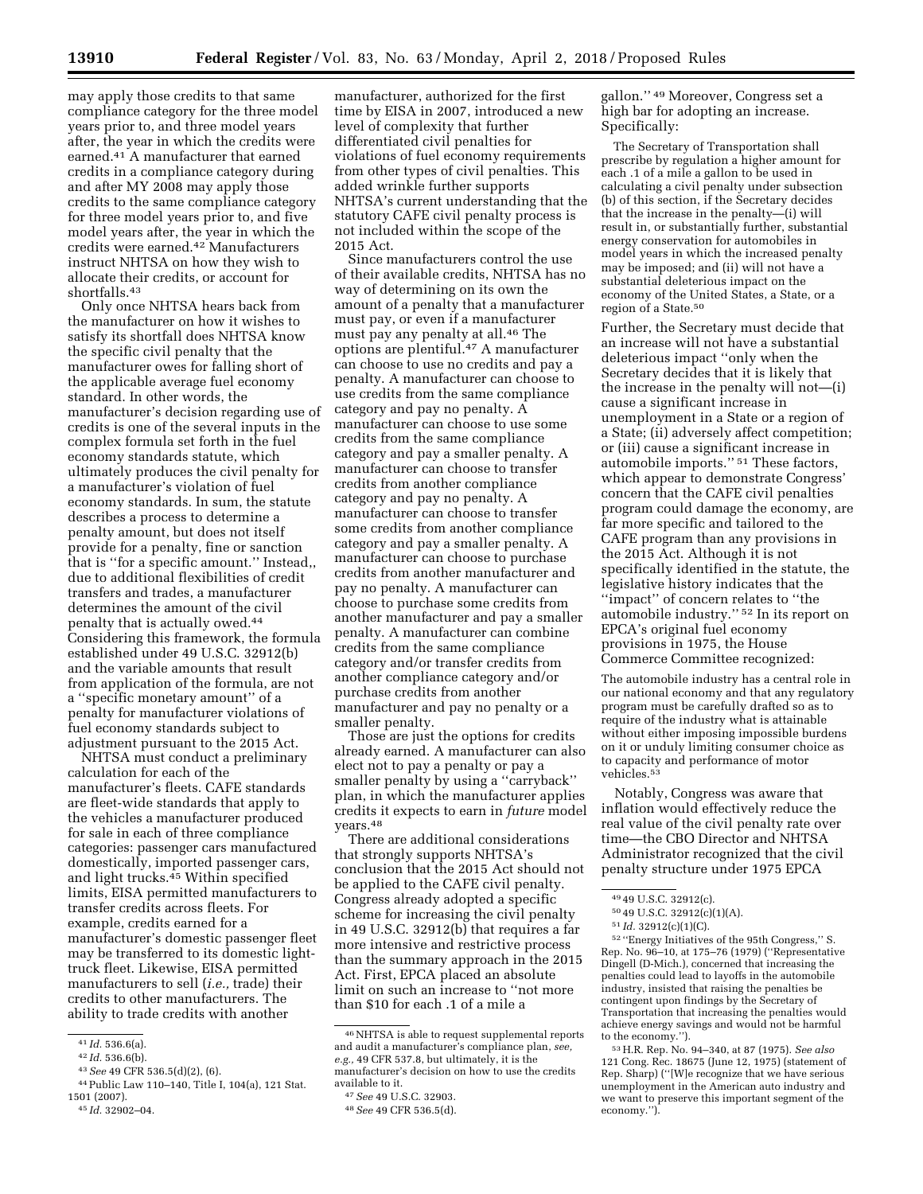may apply those credits to that same compliance category for the three model years prior to, and three model years after, the year in which the credits were earned.[41] A manufacturer that earned credits in a compliance category during and after MY 2008 may apply those credits to the same compliance category for three model years prior to, and five model years after, the year in which the credits were earned.[42] Manufacturers instruct NHTSA on how they wish to allocate their credits, or account for shortfalls.[43]

Only once NHTSA hears back from the manufacturer on how it wishes to satisfy its shortfall does NHTSA know the specific civil penalty that the manufacturer owes for falling short of the applicable average fuel economy standard. In other words, the manufacturer's decision regarding use of credits is one of the several inputs in the complex formula set forth in the fuel economy standards statute, which ultimately produces the civil penalty for a manufacturer's violation of fuel economy standards. In sum, the statute describes a process to determine a penalty amount, but does not itself provide for a penalty, fine or sanction that is ''for a specific amount.'' Instead,, due to additional flexibilities of credit transfers and trades, a manufacturer determines the amount of the civil penalty that is actually owed.[44] Considering this framework, the formula established under 49 U.S.C. 32912(b) and the variable amounts that result from application of the formula, are not a ''specific monetary amount'' of a penalty for manufacturer violations of fuel economy standards subject to adjustment pursuant to the 2015 Act.

NHTSA must conduct a preliminary calculation for each of the manufacturer's fleets. CAFE standards are fleet-wide standards that apply to the vehicles a manufacturer produced for sale in each of three compliance categories: passenger cars manufactured domestically, imported passenger cars, and light trucks.[45] Within specified limits, EISA permitted manufacturers to transfer credits across fleets. For example, credits earned for a manufacturer's domestic passenger fleet may be transferred to its domestic light-truck fleet. Likewise, EISA permitted manufacturers to sell (*i.e.,* trade) their credits to other manufacturers. The ability to trade credits with another manufacturer, authorized for the first time by EISA in 2007, introduced a new level of complexity that further differentiated civil penalties for violations of fuel economy requirements from other types of civil penalties. This added wrinkle further supports NHTSA's current understanding that the statutory CAFE civil penalty process is not included within the scope of the 2015 Act.

Since manufacturers control the use of their available credits, NHTSA has no way of determining on its own the amount of a penalty that a manufacturer must pay, or even if a manufacturer must pay any penalty at all.[46] The options are plentiful.[47] A manufacturer can choose to use no credits and pay a penalty. A manufacturer can choose to use credits from the same compliance category and pay no penalty. A manufacturer can choose to use some credits from the same compliance category and pay a smaller penalty. A manufacturer can choose to transfer credits from another compliance category and pay no penalty. A manufacturer can choose to transfer some credits from another compliance category and pay a smaller penalty. A manufacturer can choose to purchase credits from another manufacturer and pay no penalty. A manufacturer can choose to purchase some credits from another manufacturer and pay a smaller penalty. A manufacturer can combine credits from the same compliance category and/or transfer credits from another compliance category and/or purchase credits from another manufacturer and pay no penalty or a smaller penalty.

Those are just the options for credits already earned. A manufacturer can also elect not to pay a penalty or pay a smaller penalty by using a ''carryback'' plan, in which the manufacturer applies credits it expects to earn in *future* model years.[48]

There are additional considerations that strongly supports NHTSA's conclusion that the 2015 Act should not be applied to the CAFE civil penalty. Congress already adopted a specific scheme for increasing the civil penalty in 49 U.S.C. 32912(b) that requires a far more intensive and restrictive process than the summary approach in the 2015 Act. First, EPCA placed an absolute limit on such an increase to ''not more than $10 for each .1 of a mile a gallon.''[49] Moreover, Congress set a high bar for adopting an increase. Specifically:

> The Secretary of Transportation shall prescribe by regulation a higher amount for each .1 of a mile a gallon to be used in calculating a civil penalty under subsection (b) of this section, if the Secretary decides that the increase in the penalty—(i) will result in, or substantially further, substantial energy conservation for automobiles in model years in which the increased penalty may be imposed; and (ii) will not have a substantial deleterious impact on the economy of the United States, a State, or a region of a State.[50]

Further, the Secretary must decide that an increase will not have a substantial deleterious impact ''only when the Secretary decides that it is likely that the increase in the penalty will not—(i) cause a significant increase in unemployment in a State or a region of a State; (ii) adversely affect competition; or (iii) cause a significant increase in automobile imports.''[51] These factors, which appear to demonstrate Congress' concern that the CAFE civil penalties program could damage the economy, are far more specific and tailored to the CAFE program than any provisions in the 2015 Act. Although it is not specifically identified in the statute, the legislative history indicates that the ''impact'' of concern relates to ''the automobile industry.''[52] In its report on EPCA's original fuel economy provisions in 1975, the House Commerce Committee recognized:

> The automobile industry has a central role in our national economy and that any regulatory program must be carefully drafted so as to require of the industry what is attainable without either imposing impossible burdens on it or unduly limiting consumer choice as to capacity and performance of motor vehicles.[53]

Notably, Congress was aware that inflation would effectively reduce the real value of the civil penalty rate over time—the CBO Director and NHTSA Administrator recognized that the civil penalty structure under 1975 EPCA

---

[41] *Id.* 536.6(a).

[42] *Id.* 536.6(b).

[43] *See* 49 CFR 536.5(d)(2), (6).

[44] Public Law 110–140, Title I, 104(a), 121 Stat. 1501 (2007).

[45] *Id.* 32902–04.

[46] NHTSA is able to request supplemental reports and audit a manufacturer's compliance plan, *see, e.g.,* 49 CFR 537.8, but ultimately, it is the manufacturer's decision on how to use the credits available to it.

[47] *See* 49 U.S.C. 32903.

[48] *See* 49 CFR 536.5(d).

[49] 49 U.S.C. 32912(c).

[50] 49 U.S.C. 32912(c)(1)(A).

[51] *Id.* 32912(c)(1)(C).

[52] ''Energy Initiatives of the 95th Congress,'' S. Rep. No. 96–10, at 175–76 (1979) (''Representative Dingell (D-Mich.), concerned that increasing the penalties could lead to layoffs in the automobile industry, insisted that raising the penalties be contingent upon findings by the Secretary of Transportation that increasing the penalties would achieve energy savings and would not be harmful to the economy.'').

[53] H.R. Rep. No. 94–340, at 87 (1975). *See also* 121 Cong. Rec. 18675 (June 12, 1975) (statement of Rep. Sharp) (''[W]e recognize that we have serious unemployment in the American auto industry and we want to preserve this important segment of the economy.'').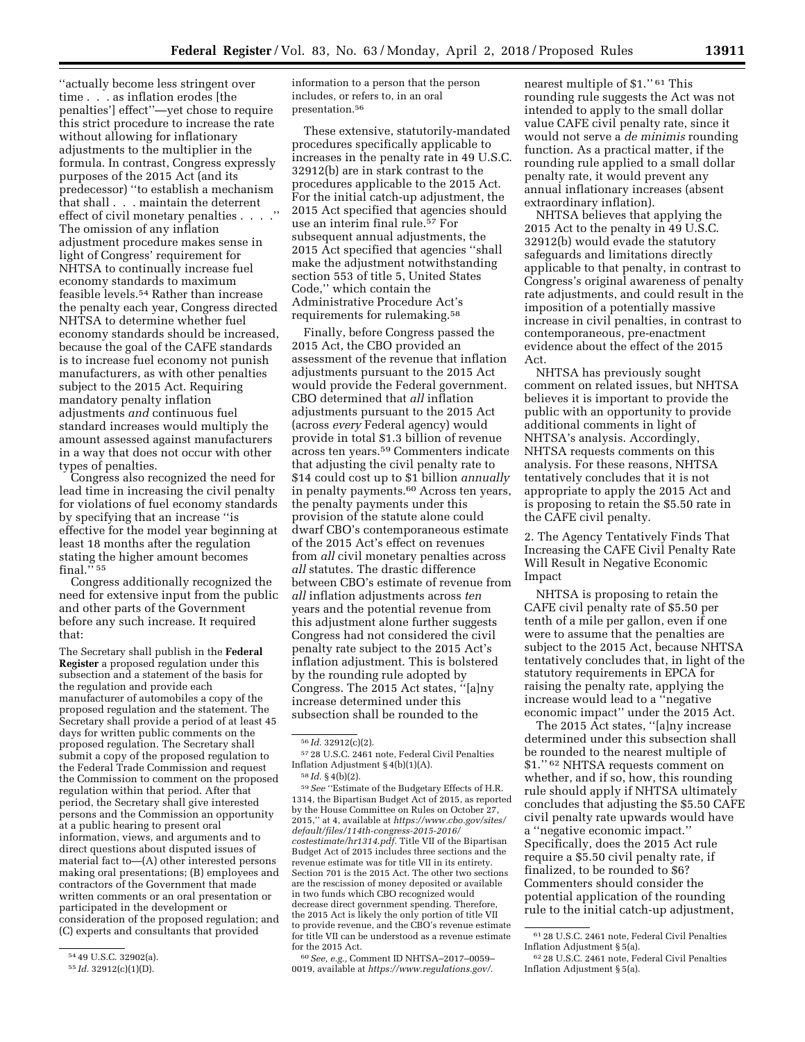"actually become less stringent over time . . . as inflation erodes [the penalties'] effect"—yet chose to require this strict procedure to increase the rate without allowing for inflationary adjustments to the multiplier in the formula. In contrast, Congress expressly purposes of the 2015 Act (and its predecessor) "to establish a mechanism that shall . . . maintain the deterrent effect of civil monetary penalties . . . ." The omission of any inflation adjustment procedure makes sense in light of Congress' requirement for NHTSA to continually increase fuel economy standards to maximum feasible levels.[54] Rather than increase the penalty each year, Congress directed NHTSA to determine whether fuel economy standards should be increased, because the goal of the CAFE standards is to increase fuel economy not punish manufacturers, as with other penalties subject to the 2015 Act. Requiring mandatory penalty inflation adjustments *and* continuous fuel standard increases would multiply the amount assessed against manufacturers in a way that does not occur with other types of penalties.

Congress also recognized the need for lead time in increasing the civil penalty for violations of fuel economy standards by specifying that an increase "is effective for the model year beginning at least 18 months after the regulation stating the higher amount becomes final." [55]

Congress additionally recognized the need for extensive input from the public and other parts of the Government before any such increase. It required that:

> The Secretary shall publish in the **Federal Register** a proposed regulation under this subsection and a statement of the basis for the regulation and provide each manufacturer of automobiles a copy of the proposed regulation and the statement. The Secretary shall provide a period of at least 45 days for written public comments on the proposed regulation. The Secretary shall submit a copy of the proposed regulation to the Federal Trade Commission and request the Commission to comment on the proposed regulation within that period. After that period, the Secretary shall give interested persons and the Commission an opportunity at a public hearing to present oral information, views, and arguments and to direct questions about disputed issues of material fact to—(A) other interested persons making oral presentations; (B) employees and contractors of the Government that made written comments or an oral presentation or participated in the development or consideration of the proposed regulation; and (C) experts and consultants that provided information to a person that the person includes, or refers to, in an oral presentation.[56]

These extensive, statutorily-mandated procedures specifically applicable to increases in the penalty rate in 49 U.S.C. 32912(b) are in stark contrast to the procedures applicable to the 2015 Act. For the initial catch-up adjustment, the 2015 Act specified that agencies should use an interim final rule.[57] For subsequent annual adjustments, the 2015 Act specified that agencies "shall make the adjustment notwithstanding section 553 of title 5, United States Code," which contain the Administrative Procedure Act's requirements for rulemaking.[58]

Finally, before Congress passed the 2015 Act, the CBO provided an assessment of the revenue that inflation adjustments pursuant to the 2015 Act would provide the Federal government. CBO determined that *all* inflation adjustments pursuant to the 2015 Act (across *every* Federal agency) would provide in total $1.3 billion of revenue across ten years.[59] Commenters indicate that adjusting the civil penalty rate to $14 could cost up to $1 billion *annually* in penalty payments.[60] Across ten years, the penalty payments under this provision of the statute alone could dwarf CBO's contemporaneous estimate of the 2015 Act's effect on revenues from *all* civil monetary penalties across *all* statutes. The drastic difference between CBO's estimate of revenue from *all* inflation adjustments across *ten* years and the potential revenue from this adjustment alone further suggests Congress had not considered the civil penalty rate subject to the 2015 Act's inflation adjustment. This is bolstered by the rounding rule adopted by Congress. The 2015 Act states, "[a]ny increase determined under this subsection shall be rounded to the nearest multiple of $1." [61] This rounding rule suggests the Act was not intended to apply to the small dollar value CAFE civil penalty rate, since it would not serve a *de minimis* rounding function. As a practical matter, if the rounding rule applied to a small dollar penalty rate, it would prevent any annual inflationary increases (absent extraordinary inflation).

NHTSA believes that applying the 2015 Act to the penalty in 49 U.S.C. 32912(b) would evade the statutory safeguards and limitations directly applicable to that penalty, in contrast to Congress's original awareness of penalty rate adjustments, and could result in the imposition of a potentially massive increase in civil penalties, in contrast to contemporaneous, pre-enactment evidence about the effect of the 2015 Act.

NHTSA has previously sought comment on related issues, but NHTSA believes it is important to provide the public with an opportunity to provide additional comments in light of NHTSA's analysis. Accordingly, NHTSA requests comments on this analysis. For these reasons, NHTSA tentatively concludes that it is not appropriate to apply the 2015 Act and is proposing to retain the $5.50 rate in the CAFE civil penalty.

2. The Agency Tentatively Finds That Increasing the CAFE Civil Penalty Rate Will Result in Negative Economic Impact

NHTSA is proposing to retain the CAFE civil penalty rate of $5.50 per tenth of a mile per gallon, even if one were to assume that the penalties are subject to the 2015 Act, because NHTSA tentatively concludes that, in light of the statutory requirements in EPCA for raising the penalty rate, applying the increase would lead to a "negative economic impact" under the 2015 Act.

The 2015 Act states, "[a]ny increase determined under this subsection shall be rounded to the nearest multiple of $1." [62] NHTSA requests comment on whether, and if so, how, this rounding rule should apply if NHTSA ultimately concludes that adjusting the $5.50 CAFE civil penalty rate upwards would have a "negative economic impact." Specifically, does the 2015 Act rule require a $5.50 civil penalty rate, if finalized, to be rounded to $6? Commenters should consider the potential application of the rounding rule to the initial catch-up adjustment,

---

[54] 49 U.S.C. 32902(a).

[55] *Id.* 32912(c)(1)(D).

[56] *Id.* 32912(c)(2).

[57] 28 U.S.C. 2461 note, Federal Civil Penalties Inflation Adjustment § 4(b)(1)(A).

[58] *Id.* § 4(b)(2).

[59] *See* "Estimate of the Budgetary Effects of H.R. 1314, the Bipartisan Budget Act of 2015, as reported by the House Committee on Rules on October 27, 2015," at 4, available at *https://www.cbo.gov/sites/default/files/114th-congress-2015-2016/costestimate/hr1314.pdf.* Title VII of the Bipartisan Budget Act of 2015 includes three sections and the revenue estimate was for title VII in its entirety. Section 701 is the 2015 Act. The other two sections are the rescission of money deposited or available in two funds which CBO recognized would decrease direct government spending. Therefore, the 2015 Act is likely the only portion of title VII to provide revenue, and the CBO's revenue estimate for title VII can be understood as a revenue estimate for the 2015 Act.

[60] *See, e.g.,* Comment ID NHTSA–2017–0059–0019, available at *https://www.regulations.gov/.*

[61] 28 U.S.C. 2461 note, Federal Civil Penalties Inflation Adjustment § 5(a).

[62] 28 U.S.C. 2461 note, Federal Civil Penalties Inflation Adjustment § 5(a).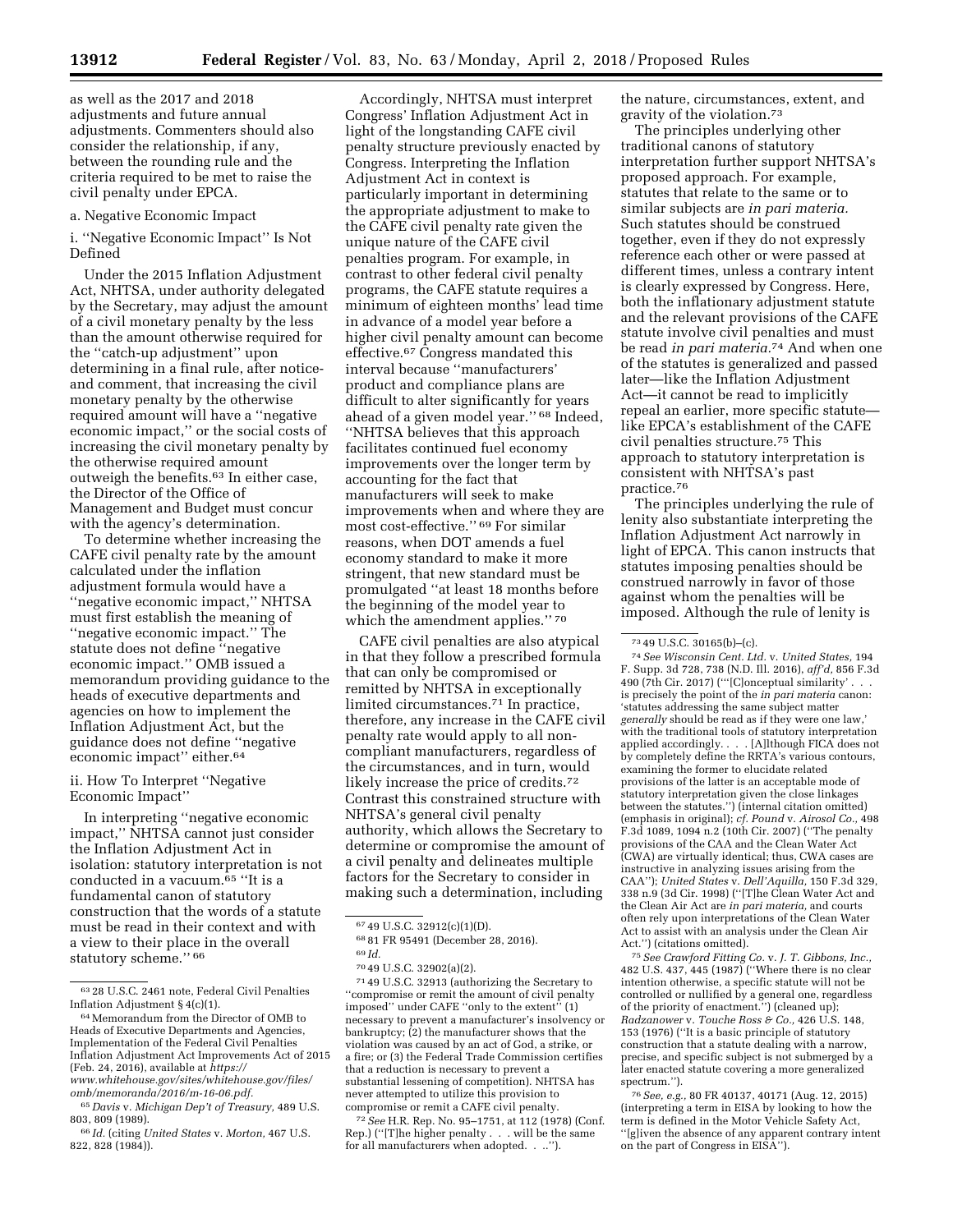as well as the 2017 and 2018 adjustments and future annual adjustments. Commenters should also consider the relationship, if any, between the rounding rule and the criteria required to be met to raise the civil penalty under EPCA.

a. Negative Economic Impact

i. ''Negative Economic Impact'' Is Not Defined

Under the 2015 Inflation Adjustment Act, NHTSA, under authority delegated by the Secretary, may adjust the amount of a civil monetary penalty by the less than the amount otherwise required for the ''catch-up adjustment'' upon determining in a final rule, after notice-and comment, that increasing the civil monetary penalty by the otherwise required amount will have a ''negative economic impact,'' or the social costs of increasing the civil monetary penalty by the otherwise required amount outweigh the benefits.[63] In either case, the Director of the Office of Management and Budget must concur with the agency's determination.

To determine whether increasing the CAFE civil penalty rate by the amount calculated under the inflation adjustment formula would have a ''negative economic impact,'' NHTSA must first establish the meaning of ''negative economic impact.'' The statute does not define ''negative economic impact.'' OMB issued a memorandum providing guidance to the heads of executive departments and agencies on how to implement the Inflation Adjustment Act, but the guidance does not define ''negative economic impact'' either.[64]

ii. How To Interpret ''Negative Economic Impact''

In interpreting ''negative economic impact,'' NHTSA cannot just consider the Inflation Adjustment Act in isolation: statutory interpretation is not conducted in a vacuum.[65] ''It is a fundamental canon of statutory construction that the words of a statute must be read in their context and with a view to their place in the overall statutory scheme.'' [66]

Accordingly, NHTSA must interpret Congress' Inflation Adjustment Act in light of the longstanding CAFE civil penalty structure previously enacted by Congress. Interpreting the Inflation Adjustment Act in context is particularly important in determining the appropriate adjustment to make to the CAFE civil penalty rate given the unique nature of the CAFE civil penalties program. For example, in contrast to other federal civil penalty programs, the CAFE statute requires a minimum of eighteen months' lead time in advance of a model year before a higher civil penalty amount can become effective.[67] Congress mandated this interval because ''manufacturers' product and compliance plans are difficult to alter significantly for years ahead of a given model year.'' [68] Indeed, ''NHTSA believes that this approach facilitates continued fuel economy improvements over the longer term by accounting for the fact that manufacturers will seek to make improvements when and where they are most cost-effective.'' [69] For similar reasons, when DOT amends a fuel economy standard to make it more stringent, that new standard must be promulgated ''at least 18 months before the beginning of the model year to which the amendment applies.'' [70]

CAFE civil penalties are also atypical in that they follow a prescribed formula that can only be compromised or remitted by NHTSA in exceptionally limited circumstances.[71] In practice, therefore, any increase in the CAFE civil penalty rate would apply to all non-compliant manufacturers, regardless of the circumstances, and in turn, would likely increase the price of credits.[72] Contrast this constrained structure with NHTSA's general civil penalty authority, which allows the Secretary to determine or compromise the amount of a civil penalty and delineates multiple factors for the Secretary to consider in making such a determination, including the nature, circumstances, extent, and gravity of the violation.[73]

The principles underlying other traditional canons of statutory interpretation further support NHTSA's proposed approach. For example, statutes that relate to the same or to similar subjects are *in pari materia.* Such statutes should be construed together, even if they do not expressly reference each other or were passed at different times, unless a contrary intent is clearly expressed by Congress. Here, both the inflationary adjustment statute and the relevant provisions of the CAFE statute involve civil penalties and must be read *in pari materia.*[74] And when one of the statutes is generalized and passed later—like the Inflation Adjustment Act—it cannot be read to implicitly repeal an earlier, more specific statute—like EPCA's establishment of the CAFE civil penalties structure.[75] This approach to statutory interpretation is consistent with NHTSA's past practice.[76]

The principles underlying the rule of lenity also substantiate interpreting the Inflation Adjustment Act narrowly in light of EPCA. This canon instructs that statutes imposing penalties should be construed narrowly in favor of those against whom the penalties will be imposed. Although the rule of lenity is

---

[63] 28 U.S.C. 2461 note, Federal Civil Penalties Inflation Adjustment § 4(c)(1).

[64] Memorandum from the Director of OMB to Heads of Executive Departments and Agencies, Implementation of the Federal Civil Penalties Inflation Adjustment Act Improvements Act of 2015 (Feb. 24, 2016), available at *https://www.whitehouse.gov/sites/whitehouse.gov/files/omb/memoranda/2016/m-16-06.pdf.*

[65] *Davis* v. *Michigan Dep't of Treasury,* 489 U.S. 803, 809 (1989).

[66] *Id.* (citing *United States* v. *Morton,* 467 U.S. 822, 828 (1984)).

[67] 49 U.S.C. 32912(c)(1)(D).

[68] 81 FR 95491 (December 28, 2016).

[69] *Id.*

[70] 49 U.S.C. 32902(a)(2).

[71] 49 U.S.C. 32913 (authorizing the Secretary to ''compromise or remit the amount of civil penalty imposed'' under CAFE ''only to the extent'' (1) necessary to prevent a manufacturer's insolvency or bankruptcy; (2) the manufacturer shows that the violation was caused by an act of God, a strike, or a fire; or (3) the Federal Trade Commission certifies that a reduction is necessary to prevent a substantial lessening of competition). NHTSA has never attempted to utilize this provision to compromise or remit a CAFE civil penalty.

[72] *See* H.R. Rep. No. 95–1751, at 112 (1978) (Conf. Rep.) (''[T]he higher penalty . . . will be the same for all manufacturers when adopted. . ..'').

[73] 49 U.S.C. 30165(b)–(c).

[74] *See Wisconsin Cent. Ltd.* v. *United States,* 194 F. Supp. 3d 728, 738 (N.D. Ill. 2016), *aff'd,* 856 F.3d 490 (7th Cir. 2017) ('''[C]onceptual similarity' . . . is precisely the point of the *in pari materia* canon: 'statutes addressing the same subject matter *generally* should be read as if they were one law,' with the traditional tools of statutory interpretation applied accordingly. . . . [A]lthough FICA does not by completely define the RRTA's various contours, examining the former to elucidate related provisions of the latter is an acceptable mode of statutory interpretation given the close linkages between the statutes.'') (internal citation omitted) (emphasis in original); *cf. Pound* v. *Airosol Co.,* 498 F.3d 1089, 1094 n.2 (10th Cir. 2007) (''The penalty provisions of the CAA and the Clean Water Act (CWA) are virtually identical; thus, CWA cases are instructive in analyzing issues arising from the CAA''); *United States* v. *Dell'Aquilla,* 150 F.3d 329, 338 n.9 (3d Cir. 1998) (''[T]he Clean Water Act and the Clean Air Act are *in pari materia,* and courts often rely upon interpretations of the Clean Water Act to assist with an analysis under the Clean Air Act.'') (citations omitted).

[75] *See Crawford Fitting Co.* v. *J. T. Gibbons, Inc.,* 482 U.S. 437, 445 (1987) (''Where there is no clear intention otherwise, a specific statute will not be controlled or nullified by a general one, regardless of the priority of enactment.'') (cleaned up); *Radzanower* v. *Touche Ross & Co.,* 426 U.S. 148, 153 (1976) (''It is a basic principle of statutory construction that a statute dealing with a narrow, precise, and specific subject is not submerged by a later enacted statute covering a more generalized spectrum.'').

[76] *See, e.g.,* 80 FR 40137, 40171 (Aug. 12, 2015) (interpreting a term in EISA by looking to how the term is defined in the Motor Vehicle Safety Act, ''[g]iven the absence of any apparent contrary intent on the part of Congress in EISA'').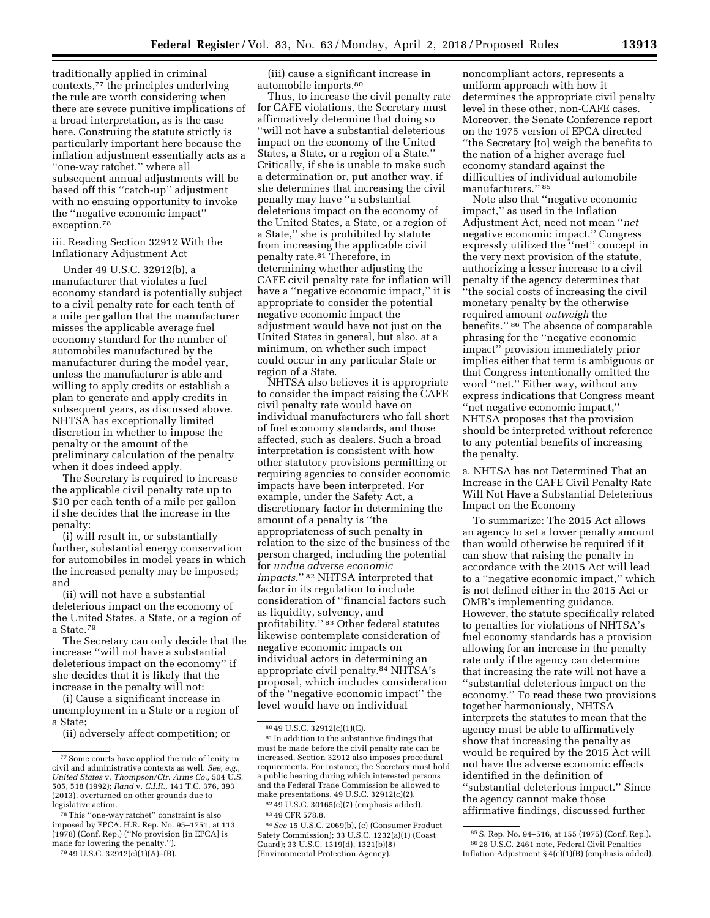traditionally applied in criminal contexts,[77] the principles underlying the rule are worth considering when there are severe punitive implications of a broad interpretation, as is the case here. Construing the statute strictly is particularly important here because the inflation adjustment essentially acts as a ''one-way ratchet,'' where all subsequent annual adjustments will be based off this ''catch-up'' adjustment with no ensuing opportunity to invoke the ''negative economic impact'' exception.[78]

iii. Reading Section 32912 With the Inflationary Adjustment Act

Under 49 U.S.C. 32912(b), a manufacturer that violates a fuel economy standard is potentially subject to a civil penalty rate for each tenth of a mile per gallon that the manufacturer misses the applicable average fuel economy standard for the number of automobiles manufactured by the manufacturer during the model year, unless the manufacturer is able and willing to apply credits or establish a plan to generate and apply credits in subsequent years, as discussed above. NHTSA has exceptionally limited discretion in whether to impose the penalty or the amount of the preliminary calculation of the penalty when it does indeed apply.

The Secretary is required to increase the applicable civil penalty rate up to $10 per each tenth of a mile per gallon if she decides that the increase in the penalty:

(i) will result in, or substantially further, substantial energy conservation for automobiles in model years in which the increased penalty may be imposed; and

(ii) will not have a substantial deleterious impact on the economy of the United States, a State, or a region of a State.[79]

The Secretary can only decide that the increase ''will not have a substantial deleterious impact on the economy'' if she decides that it is likely that the increase in the penalty will not:

(i) Cause a significant increase in unemployment in a State or a region of a State;

(ii) adversely affect competition; or

(iii) cause a significant increase in automobile imports.[80]

Thus, to increase the civil penalty rate for CAFE violations, the Secretary must affirmatively determine that doing so ''will not have a substantial deleterious impact on the economy of the United States, a State, or a region of a State.'' Critically, if she is unable to make such a determination or, put another way, if she determines that increasing the civil penalty may have ''a substantial deleterious impact on the economy of the United States, a State, or a region of a State,'' she is prohibited by statute from increasing the applicable civil penalty rate.[81] Therefore, in determining whether adjusting the CAFE civil penalty rate for inflation will have a ''negative economic impact,'' it is appropriate to consider the potential negative economic impact the adjustment would have not just on the United States in general, but also, at a minimum, on whether such impact could occur in any particular State or region of a State.

NHTSA also believes it is appropriate to consider the impact raising the CAFE civil penalty rate would have on individual manufacturers who fall short of fuel economy standards, and those affected, such as dealers. Such a broad interpretation is consistent with how other statutory provisions permitting or requiring agencies to consider economic impacts have been interpreted. For example, under the Safety Act, a discretionary factor in determining the amount of a penalty is ''the appropriateness of such penalty in relation to the size of the business of the person charged, including the potential for *undue adverse economic impacts.*'' [82] NHTSA interpreted that factor in its regulation to include consideration of ''financial factors such as liquidity, solvency, and profitability.'' [83] Other federal statutes likewise contemplate consideration of negative economic impacts on individual actors in determining an appropriate civil penalty.[84] NHTSA's proposal, which includes consideration of the ''negative economic impact'' the level would have on individual noncompliant actors, represents a uniform approach with how it determines the appropriate civil penalty level in these other, non-CAFE cases. Moreover, the Senate Conference report on the 1975 version of EPCA directed ''the Secretary [to] weigh the benefits to the nation of a higher average fuel economy standard against the difficulties of individual automobile manufacturers.'' [85]

Note also that ''negative economic impact,'' as used in the Inflation Adjustment Act, need not mean ''*net* negative economic impact.'' Congress expressly utilized the ''net'' concept in the very next provision of the statute, authorizing a lesser increase to a civil penalty if the agency determines that ''the social costs of increasing the civil monetary penalty by the otherwise required amount *outweigh* the benefits.'' [86] The absence of comparable phrasing for the ''negative economic impact'' provision immediately prior implies either that term is ambiguous or that Congress intentionally omitted the word ''net.'' Either way, without any express indications that Congress meant ''net negative economic impact,'' NHTSA proposes that the provision should be interpreted without reference to any potential benefits of increasing the penalty.

a. NHTSA has not Determined That an Increase in the CAFE Civil Penalty Rate Will Not Have a Substantial Deleterious Impact on the Economy

To summarize: The 2015 Act allows an agency to set a lower penalty amount than would otherwise be required if it can show that raising the penalty in accordance with the 2015 Act will lead to a ''negative economic impact,'' which is not defined either in the 2015 Act or OMB's implementing guidance. However, the statute specifically related to penalties for violations of NHTSA's fuel economy standards has a provision allowing for an increase in the penalty rate only if the agency can determine that increasing the rate will not have a ''substantial deleterious impact on the economy.'' To read these two provisions together harmoniously, NHTSA interprets the statutes to mean that the agency must be able to affirmatively show that increasing the penalty as would be required by the 2015 Act will not have the adverse economic effects identified in the definition of ''substantial deleterious impact.'' Since the agency cannot make those affirmative findings, discussed further

---

[77] Some courts have applied the rule of lenity in civil and administrative contexts as well. *See, e.g., United States* v. *Thompson/Ctr. Arms Co.,* 504 U.S. 505, 518 (1992); *Rand* v. *C.I.R.,* 141 T.C. 376, 393 (2013), overturned on other grounds due to legislative action.

[78] This ''one-way ratchet'' constraint is also imposed by EPCA. H.R. Rep. No. 95–1751, at 113 (1978) (Conf. Rep.) (''No provision [in EPCA] is made for lowering the penalty.'').

[79] 49 U.S.C. 32912(c)(1)(A)–(B).

[80] 49 U.S.C. 32912(c)(1)(C).

[81] In addition to the substantive findings that must be made before the civil penalty rate can be increased, Section 32912 also imposes procedural requirements. For instance, the Secretary must hold a public hearing during which interested persons and the Federal Trade Commission be allowed to make presentations. 49 U.S.C. 32912(c)(2).

[82] 49 U.S.C. 30165(c)(7) (emphasis added).

[83] 49 CFR 578.8.

[84] *See* 15 U.S.C. 2069(b), (c) (Consumer Product Safety Commission); 33 U.S.C. 1232(a)(1) (Coast Guard); 33 U.S.C. 1319(d), 1321(b)(8) (Environmental Protection Agency).

[85] S. Rep. No. 94–516, at 155 (1975) (Conf. Rep.).

[86] 28 U.S.C. 2461 note, Federal Civil Penalties Inflation Adjustment § 4(c)(1)(B) (emphasis added).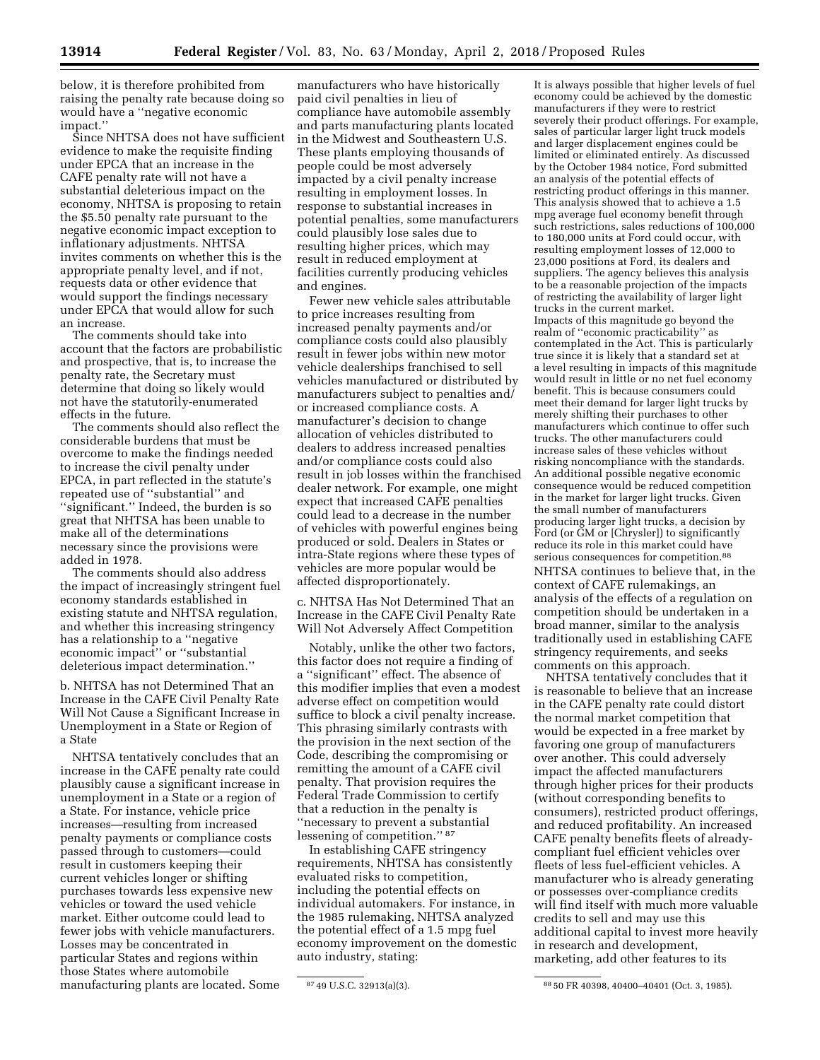below, it is therefore prohibited from raising the penalty rate because doing so would have a ''negative economic impact.''

Since NHTSA does not have sufficient evidence to make the requisite finding under EPCA that an increase in the CAFE penalty rate will not have a substantial deleterious impact on the economy, NHTSA is proposing to retain the $5.50 penalty rate pursuant to the negative economic impact exception to inflationary adjustments. NHTSA invites comments on whether this is the appropriate penalty level, and if not, requests data or other evidence that would support the findings necessary under EPCA that would allow for such an increase.

The comments should take into account that the factors are probabilistic and prospective, that is, to increase the penalty rate, the Secretary must determine that doing so likely would not have the statutorily-enumerated effects in the future.

The comments should also reflect the considerable burdens that must be overcome to make the findings needed to increase the civil penalty under EPCA, in part reflected in the statute's repeated use of ''substantial'' and ''significant.'' Indeed, the burden is so great that NHTSA has been unable to make all of the determinations necessary since the provisions were added in 1978.

The comments should also address the impact of increasingly stringent fuel economy standards established in existing statute and NHTSA regulation, and whether this increasing stringency has a relationship to a ''negative economic impact'' or ''substantial deleterious impact determination.''

### b. NHTSA has not Determined That an Increase in the CAFE Civil Penalty Rate Will Not Cause a Significant Increase in Unemployment in a State or Region of a State

NHTSA tentatively concludes that an increase in the CAFE penalty rate could plausibly cause a significant increase in unemployment in a State or a region of a State. For instance, vehicle price increases—resulting from increased penalty payments or compliance costs passed through to customers—could result in customers keeping their current vehicles longer or shifting purchases towards less expensive new vehicles or toward the used vehicle market. Either outcome could lead to fewer jobs with vehicle manufacturers. Losses may be concentrated in particular States and regions within those States where automobile manufacturing plants are located. Some manufacturers who have historically paid civil penalties in lieu of compliance have automobile assembly and parts manufacturing plants located in the Midwest and Southeastern U.S. These plants employing thousands of people could be most adversely impacted by a civil penalty increase resulting in employment losses. In response to substantial increases in potential penalties, some manufacturers could plausibly lose sales due to resulting higher prices, which may result in reduced employment at facilities currently producing vehicles and engines.

Fewer new vehicle sales attributable to price increases resulting from increased penalty payments and/or compliance costs could also plausibly result in fewer jobs within new motor vehicle dealerships franchised to sell vehicles manufactured or distributed by manufacturers subject to penalties and/or increased compliance costs. A manufacturer's decision to change allocation of vehicles distributed to dealers to address increased penalties and/or compliance costs could also result in job losses within the franchised dealer network. For example, one might expect that increased CAFE penalties could lead to a decrease in the number of vehicles with powerful engines being produced or sold. Dealers in States or intra-State regions where these types of vehicles are more popular would be affected disproportionately.

### c. NHTSA Has Not Determined That an Increase in the CAFE Civil Penalty Rate Will Not Adversely Affect Competition

Notably, unlike the other two factors, this factor does not require a finding of a ''significant'' effect. The absence of this modifier implies that even a modest adverse effect on competition would suffice to block a civil penalty increase. This phrasing similarly contrasts with the provision in the next section of the Code, describing the compromising or remitting the amount of a CAFE civil penalty. That provision requires the Federal Trade Commission to certify that a reduction in the penalty is ''necessary to prevent a substantial lessening of competition.''[87]

In establishing CAFE stringency requirements, NHTSA has consistently evaluated risks to competition, including the potential effects on individual automakers. For instance, in the 1985 rulemaking, NHTSA analyzed the potential effect of a 1.5 mpg fuel economy improvement on the domestic auto industry, stating:

> It is always possible that higher levels of fuel economy could be achieved by the domestic manufacturers if they were to restrict severely their product offerings. For example, sales of particular larger light truck models and larger displacement engines could be limited or eliminated entirely. As discussed by the October 1984 notice, Ford submitted an analysis of the potential effects of restricting product offerings in this manner. This analysis showed that to achieve a 1.5 mpg average fuel economy benefit through such restrictions, sales reductions of 100,000 to 180,000 units at Ford could occur, with resulting employment losses of 12,000 to 23,000 positions at Ford, its dealers and suppliers. The agency believes this analysis to be a reasonable projection of the impacts of restricting the availability of larger light trucks in the current market.
>
> Impacts of this magnitude go beyond the realm of ''economic practicability'' as contemplated in the Act. This is particularly true since it is likely that a standard set at a level resulting in impacts of this magnitude would result in little or no net fuel economy benefit. This is because consumers could meet their demand for larger light trucks by merely shifting their purchases to other manufacturers which continue to offer such trucks. The other manufacturers could increase sales of these vehicles without risking noncompliance with the standards. An additional possible negative economic consequence would be reduced competition in the market for larger light trucks. Given the small number of manufacturers producing larger light trucks, a decision by Ford (or GM or [Chrysler]) to significantly reduce its role in this market could have serious consequences for competition.[88]

NHTSA continues to believe that, in the context of CAFE rulemakings, an analysis of the effects of a regulation on competition should be undertaken in a broad manner, similar to the analysis traditionally used in establishing CAFE stringency requirements, and seeks comments on this approach.

NHTSA tentatively concludes that it is reasonable to believe that an increase in the CAFE penalty rate could distort the normal market competition that would be expected in a free market by favoring one group of manufacturers over another. This could adversely impact the affected manufacturers through higher prices for their products (without corresponding benefits to consumers), restricted product offerings, and reduced profitability. An increased CAFE penalty benefits fleets of already-compliant fuel efficient vehicles over fleets of less fuel-efficient vehicles. A manufacturer who is already generating or possesses over-compliance credits will find itself with much more valuable credits to sell and may use this additional capital to invest more heavily in research and development, marketing, add other features to its

---

[87] 49 U.S.C. 32913(a)(3).

[88] 50 FR 40398, 40400–40401 (Oct. 3, 1985).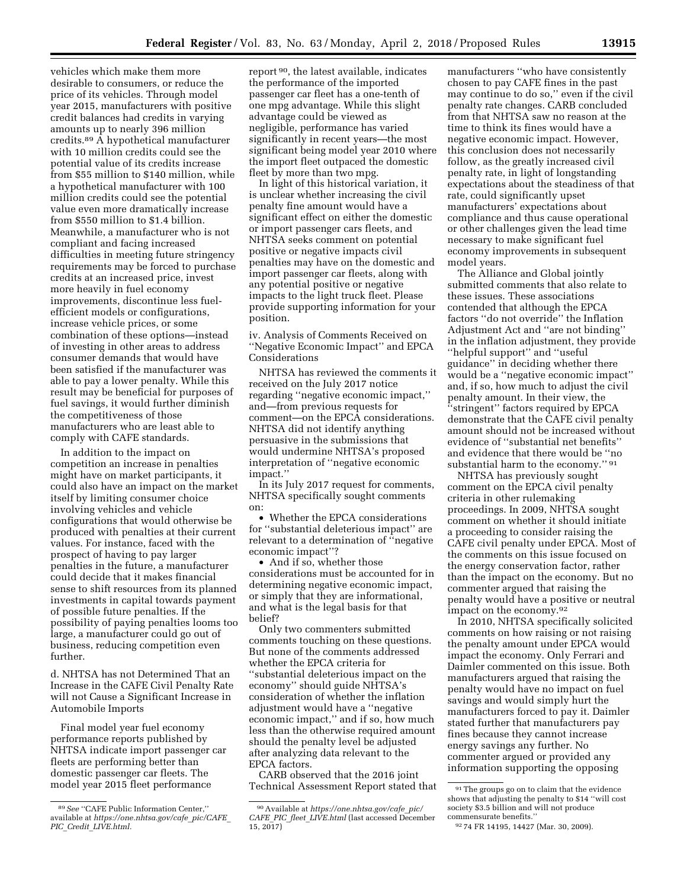vehicles which make them more desirable to consumers, or reduce the price of its vehicles. Through model year 2015, manufacturers with positive credit balances had credits in varying amounts up to nearly 396 million credits.[89] A hypothetical manufacturer with 10 million credits could see the potential value of its credits increase from $55 million to $140 million, while a hypothetical manufacturer with 100 million credits could see the potential value even more dramatically increase from $550 million to $1.4 billion. Meanwhile, a manufacturer who is not compliant and facing increased difficulties in meeting future stringency requirements may be forced to purchase credits at an increased price, invest more heavily in fuel economy improvements, discontinue less fuel-efficient models or configurations, increase vehicle prices, or some combination of these options—instead of investing in other areas to address consumer demands that would have been satisfied if the manufacturer was able to pay a lower penalty. While this result may be beneficial for purposes of fuel savings, it would further diminish the competitiveness of those manufacturers who are least able to comply with CAFE standards.

In addition to the impact on competition an increase in penalties might have on market participants, it could also have an impact on the market itself by limiting consumer choice involving vehicles and vehicle configurations that would otherwise be produced with penalties at their current values. For instance, faced with the prospect of having to pay larger penalties in the future, a manufacturer could decide that it makes financial sense to shift resources from its planned investments in capital towards payment of possible future penalties. If the possibility of paying penalties looms too large, a manufacturer could go out of business, reducing competition even further.

d. NHTSA has not Determined That an Increase in the CAFE Civil Penalty Rate will not Cause a Significant Increase in Automobile Imports

Final model year fuel economy performance reports published by NHTSA indicate import passenger car fleets are performing better than domestic passenger car fleets. The model year 2015 fleet performance report[90], the latest available, indicates the performance of the imported passenger car fleet has a one-tenth of one mpg advantage. While this slight advantage could be viewed as negligible, performance has varied significantly in recent years—the most significant being model year 2010 where the import fleet outpaced the domestic fleet by more than two mpg.

In light of this historical variation, it is unclear whether increasing the civil penalty fine amount would have a significant effect on either the domestic or import passenger cars fleets, and NHTSA seeks comment on potential positive or negative impacts civil penalties may have on the domestic and import passenger car fleets, along with any potential positive or negative impacts to the light truck fleet. Please provide supporting information for your position.

iv. Analysis of Comments Received on ''Negative Economic Impact'' and EPCA Considerations

NHTSA has reviewed the comments it received on the July 2017 notice regarding ''negative economic impact,'' and—from previous requests for comment—on the EPCA considerations. NHTSA did not identify anything persuasive in the submissions that would undermine NHTSA's proposed interpretation of ''negative economic impact.''

In its July 2017 request for comments, NHTSA specifically sought comments on:

- Whether the EPCA considerations for ''substantial deleterious impact'' are relevant to a determination of ''negative economic impact''?
- And if so, whether those considerations must be accounted for in determining negative economic impact, or simply that they are informational, and what is the legal basis for that belief?

Only two commenters submitted comments touching on these questions. But none of the comments addressed whether the EPCA criteria for ''substantial deleterious impact on the economy'' should guide NHTSA's consideration of whether the inflation adjustment would have a ''negative economic impact,'' and if so, how much less than the otherwise required amount should the penalty level be adjusted after analyzing data relevant to the EPCA factors.

CARB observed that the 2016 joint Technical Assessment Report stated that manufacturers ''who have consistently chosen to pay CAFE fines in the past may continue to do so,'' even if the civil penalty rate changes. CARB concluded from that NHTSA saw no reason at the time to think its fines would have a negative economic impact. However, this conclusion does not necessarily follow, as the greatly increased civil penalty rate, in light of longstanding expectations about the steadiness of that rate, could significantly upset manufacturers' expectations about compliance and thus cause operational or other challenges given the lead time necessary to make significant fuel economy improvements in subsequent model years.

The Alliance and Global jointly submitted comments that also relate to these issues. These associations contended that although the EPCA factors ''do not override'' the Inflation Adjustment Act and ''are not binding'' in the inflation adjustment, they provide ''helpful support'' and ''useful guidance'' in deciding whether there would be a ''negative economic impact'' and, if so, how much to adjust the civil penalty amount. In their view, the ''stringent'' factors required by EPCA demonstrate that the CAFE civil penalty amount should not be increased without evidence of ''substantial net benefits'' and evidence that there would be ''no substantial harm to the economy.''[91]

NHTSA has previously sought comment on the EPCA civil penalty criteria in other rulemaking proceedings. In 2009, NHTSA sought comment on whether it should initiate a proceeding to consider raising the CAFE civil penalty under EPCA. Most of the comments on this issue focused on the energy conservation factor, rather than the impact on the economy. But no commenter argued that raising the penalty would have a positive or neutral impact on the economy.[92]

In 2010, NHTSA specifically solicited comments on how raising or not raising the penalty amount under EPCA would impact the economy. Only Ferrari and Daimler commented on this issue. Both manufacturers argued that raising the penalty would have no impact on fuel savings and would simply hurt the manufacturers forced to pay it. Daimler stated further that manufacturers pay fines because they cannot increase energy savings any further. No commenter argued or provided any information supporting the opposing

---

[89] *See* ''CAFE Public Information Center,'' available at *https://one.nhtsa.gov/cafe_pic/CAFE_PIC_Credit_LIVE.html.*

[90] Available at *https://one.nhtsa.gov/cafe_pic/CAFE_PIC_fleet_LIVE.html* (last accessed December 15, 2017)

[91] The groups go on to claim that the evidence shows that adjusting the penalty to $14 ''will cost society $3.5 billion and will not produce commensurate benefits.''

[92] 74 FR 14195, 14427 (Mar. 30, 2009).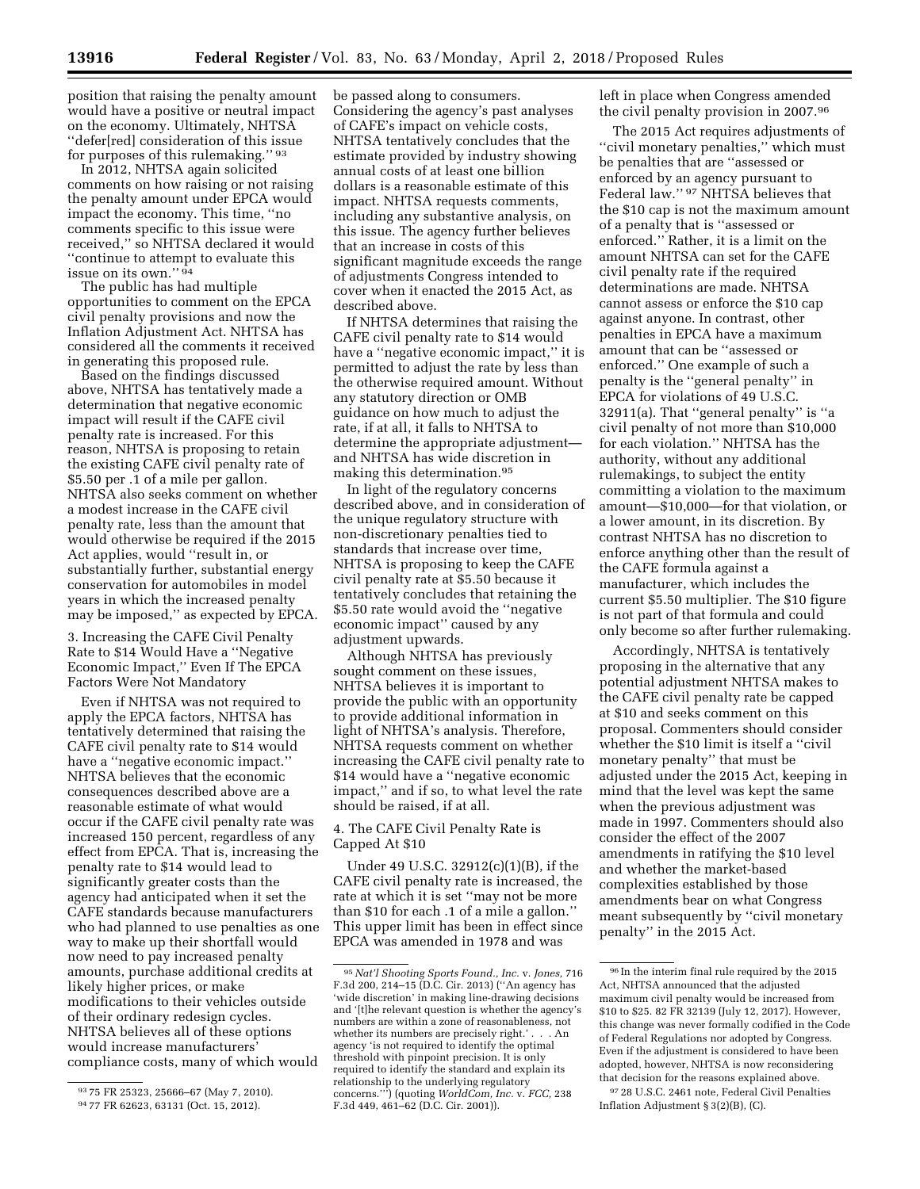position that raising the penalty amount would have a positive or neutral impact on the economy. Ultimately, NHTSA ''defer[red] consideration of this issue for purposes of this rulemaking.'' [93]

In 2012, NHTSA again solicited comments on how raising or not raising the penalty amount under EPCA would impact the economy. This time, ''no comments specific to this issue were received,'' so NHTSA declared it would ''continue to attempt to evaluate this issue on its own.'' [94]

The public has had multiple opportunities to comment on the EPCA civil penalty provisions and now the Inflation Adjustment Act. NHTSA has considered all the comments it received in generating this proposed rule.

Based on the findings discussed above, NHTSA has tentatively made a determination that negative economic impact will result if the CAFE civil penalty rate is increased. For this reason, NHTSA is proposing to retain the existing CAFE civil penalty rate of $5.50 per .1 of a mile per gallon. NHTSA also seeks comment on whether a modest increase in the CAFE civil penalty rate, less than the amount that would otherwise be required if the 2015 Act applies, would ''result in, or substantially further, substantial energy conservation for automobiles in model years in which the increased penalty may be imposed,'' as expected by EPCA.

### 3. Increasing the CAFE Civil Penalty Rate to $14 Would Have a ''Negative Economic Impact,'' Even If The EPCA Factors Were Not Mandatory

Even if NHTSA was not required to apply the EPCA factors, NHTSA has tentatively determined that raising the CAFE civil penalty rate to $14 would have a ''negative economic impact.'' NHTSA believes that the economic consequences described above are a reasonable estimate of what would occur if the CAFE civil penalty rate was increased 150 percent, regardless of any effect from EPCA. That is, increasing the penalty rate to $14 would lead to significantly greater costs than the agency had anticipated when it set the CAFE standards because manufacturers who had planned to use penalties as one way to make up their shortfall would now need to pay increased penalty amounts, purchase additional credits at likely higher prices, or make modifications to their vehicles outside of their ordinary redesign cycles. NHTSA believes all of these options would increase manufacturers' compliance costs, many of which would be passed along to consumers. Considering the agency's past analyses of CAFE's impact on vehicle costs, NHTSA tentatively concludes that the estimate provided by industry showing annual costs of at least one billion dollars is a reasonable estimate of this impact. NHTSA requests comments, including any substantive analysis, on this issue. The agency further believes that an increase in costs of this significant magnitude exceeds the range of adjustments Congress intended to cover when it enacted the 2015 Act, as described above.

If NHTSA determines that raising the CAFE civil penalty rate to $14 would have a ''negative economic impact,'' it is permitted to adjust the rate by less than the otherwise required amount. Without any statutory direction or OMB guidance on how much to adjust the rate, if at all, it falls to NHTSA to determine the appropriate adjustment— and NHTSA has wide discretion in making this determination.[95]

In light of the regulatory concerns described above, and in consideration of the unique regulatory structure with non-discretionary penalties tied to standards that increase over time, NHTSA is proposing to keep the CAFE civil penalty rate at $5.50 because it tentatively concludes that retaining the $5.50 rate would avoid the ''negative economic impact'' caused by any adjustment upwards.

Although NHTSA has previously sought comment on these issues, NHTSA believes it is important to provide the public with an opportunity to provide additional information in light of NHTSA's analysis. Therefore, NHTSA requests comment on whether increasing the CAFE civil penalty rate to $14 would have a ''negative economic impact,'' and if so, to what level the rate should be raised, if at all.

### 4. The CAFE Civil Penalty Rate is Capped At $10

Under 49 U.S.C. 32912(c)(1)(B), if the CAFE civil penalty rate is increased, the rate at which it is set ''may not be more than $10 for each .1 of a mile a gallon.'' This upper limit has been in effect since EPCA was amended in 1978 and was left in place when Congress amended the civil penalty provision in 2007.[96]

The 2015 Act requires adjustments of ''civil monetary penalties,'' which must be penalties that are ''assessed or enforced by an agency pursuant to Federal law.'' [97] NHTSA believes that the $10 cap is not the maximum amount of a penalty that is ''assessed or enforced.'' Rather, it is a limit on the amount NHTSA can set for the CAFE civil penalty rate if the required determinations are made. NHTSA cannot assess or enforce the $10 cap against anyone. In contrast, other penalties in EPCA have a maximum amount that can be ''assessed or enforced.'' One example of such a penalty is the ''general penalty'' in EPCA for violations of 49 U.S.C. 32911(a). That ''general penalty'' is ''a civil penalty of not more than $10,000 for each violation.'' NHTSA has the authority, without any additional rulemakings, to subject the entity committing a violation to the maximum amount—$10,000—for that violation, or a lower amount, in its discretion. By contrast NHTSA has no discretion to enforce anything other than the result of the CAFE formula against a manufacturer, which includes the current $5.50 multiplier. The $10 figure is not part of that formula and could only become so after further rulemaking.

Accordingly, NHTSA is tentatively proposing in the alternative that any potential adjustment NHTSA makes to the CAFE civil penalty rate be capped at $10 and seeks comment on this proposal. Commenters should consider whether the $10 limit is itself a ''civil monetary penalty'' that must be adjusted under the 2015 Act, keeping in mind that the level was kept the same when the previous adjustment was made in 1997. Commenters should also consider the effect of the 2007 amendments in ratifying the $10 level and whether the market-based complexities established by those amendments bear on what Congress meant subsequently by ''civil monetary penalty'' in the 2015 Act.

---

[93] 75 FR 25323, 25666–67 (May 7, 2010).

[94] 77 FR 62623, 63131 (Oct. 15, 2012).

[95] *Nat'l Shooting Sports Found., Inc.* v. *Jones,* 716 F.3d 200, 214–15 (D.C. Cir. 2013) (''An agency has 'wide discretion' in making line-drawing decisions and '[t]he relevant question is whether the agency's numbers are within a zone of reasonableness, not whether its numbers are precisely right.' . . . An agency 'is not required to identify the optimal threshold with pinpoint precision. It is only required to identify the standard and explain its relationship to the underlying regulatory concerns.''') (quoting *WorldCom, Inc.* v. *FCC,* 238 F.3d 449, 461–62 (D.C. Cir. 2001)).

[96] In the interim final rule required by the 2015 Act, NHTSA announced that the adjusted maximum civil penalty would be increased from $10 to $25. 82 FR 32139 (July 12, 2017). However, this change was never formally codified in the Code of Federal Regulations nor adopted by Congress. Even if the adjustment is considered to have been adopted, however, NHTSA is now reconsidering that decision for the reasons explained above.

[97] 28 U.S.C. 2461 note, Federal Civil Penalties Inflation Adjustment § 3(2)(B), (C).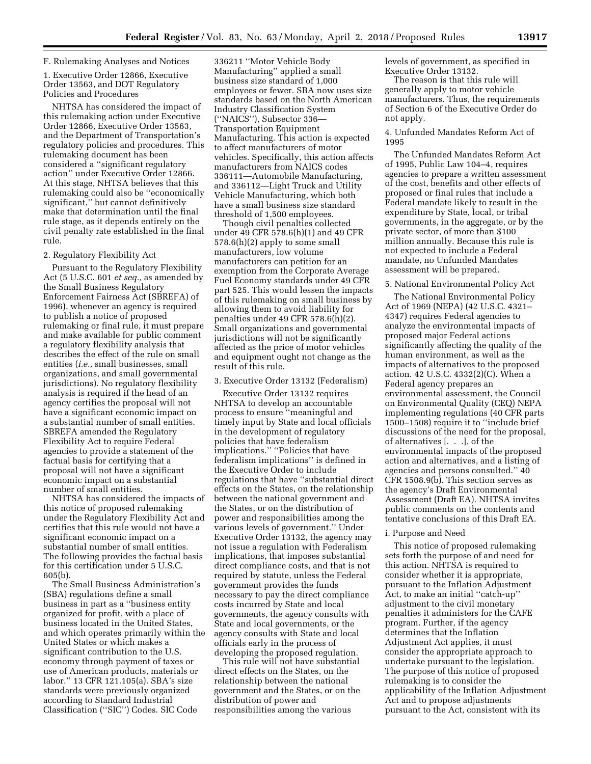## F. Rulemaking Analyses and Notices

### 1. Executive Order 12866, Executive Order 13563, and DOT Regulatory Policies and Procedures

NHTSA has considered the impact of this rulemaking action under Executive Order 12866, Executive Order 13563, and the Department of Transportation's regulatory policies and procedures. This rulemaking document has been considered a ''significant regulatory action'' under Executive Order 12866. At this stage, NHTSA believes that this rulemaking could also be ''economically significant,'' but cannot definitively make that determination until the final rule stage, as it depends entirely on the civil penalty rate established in the final rule.

### 2. Regulatory Flexibility Act

Pursuant to the Regulatory Flexibility Act (5 U.S.C. 601 *et seq.,* as amended by the Small Business Regulatory Enforcement Fairness Act (SBREFA) of 1996), whenever an agency is required to publish a notice of proposed rulemaking or final rule, it must prepare and make available for public comment a regulatory flexibility analysis that describes the effect of the rule on small entities (*i.e.,* small businesses, small organizations, and small governmental jurisdictions). No regulatory flexibility analysis is required if the head of an agency certifies the proposal will not have a significant economic impact on a substantial number of small entities. SBREFA amended the Regulatory Flexibility Act to require Federal agencies to provide a statement of the factual basis for certifying that a proposal will not have a significant economic impact on a substantial number of small entities.

NHTSA has considered the impacts of this notice of proposed rulemaking under the Regulatory Flexibility Act and certifies that this rule would not have a significant economic impact on a substantial number of small entities. The following provides the factual basis for this certification under 5 U.S.C. 605(b).

The Small Business Administration's (SBA) regulations define a small business in part as a ''business entity organized for profit, with a place of business located in the United States, and which operates primarily within the United States or which makes a significant contribution to the U.S. economy through payment of taxes or use of American products, materials or labor.'' 13 CFR 121.105(a). SBA's size standards were previously organized according to Standard Industrial Classification (''SIC'') Codes. SIC Code 336211 ''Motor Vehicle Body Manufacturing'' applied a small business size standard of 1,000 employees or fewer. SBA now uses size standards based on the North American Industry Classification System (''NAICS''), Subsector 336—Transportation Equipment Manufacturing. This action is expected to affect manufacturers of motor vehicles. Specifically, this action affects manufacturers from NAICS codes 336111—Automobile Manufacturing, and 336112—Light Truck and Utility Vehicle Manufacturing, which both have a small business size standard threshold of 1,500 employees.

Though civil penalties collected under 49 CFR 578.6(h)(1) and 49 CFR 578.6(h)(2) apply to some small manufacturers, low volume manufacturers can petition for an exemption from the Corporate Average Fuel Economy standards under 49 CFR part 525. This would lessen the impacts of this rulemaking on small business by allowing them to avoid liability for penalties under 49 CFR 578.6(h)(2). Small organizations and governmental jurisdictions will not be significantly affected as the price of motor vehicles and equipment ought not change as the result of this rule.

### 3. Executive Order 13132 (Federalism)

Executive Order 13132 requires NHTSA to develop an accountable process to ensure ''meaningful and timely input by State and local officials in the development of regulatory policies that have federalism implications.'' ''Policies that have federalism implications'' is defined in the Executive Order to include regulations that have ''substantial direct effects on the States, on the relationship between the national government and the States, or on the distribution of power and responsibilities among the various levels of government.'' Under Executive Order 13132, the agency may not issue a regulation with Federalism implications, that imposes substantial direct compliance costs, and that is not required by statute, unless the Federal government provides the funds necessary to pay the direct compliance costs incurred by State and local governments, the agency consults with State and local governments, or the agency consults with State and local officials early in the process of developing the proposed regulation.

This rule will not have substantial direct effects on the States, on the relationship between the national government and the States, or on the distribution of power and responsibilities among the various levels of government, as specified in Executive Order 13132.

The reason is that this rule will generally apply to motor vehicle manufacturers. Thus, the requirements of Section 6 of the Executive Order do not apply.

### 4. Unfunded Mandates Reform Act of 1995

The Unfunded Mandates Reform Act of 1995, Public Law 104–4, requires agencies to prepare a written assessment of the cost, benefits and other effects of proposed or final rules that include a Federal mandate likely to result in the expenditure by State, local, or tribal governments, in the aggregate, or by the private sector, of more than $100 million annually. Because this rule is not expected to include a Federal mandate, no Unfunded Mandates assessment will be prepared.

### 5. National Environmental Policy Act

The National Environmental Policy Act of 1969 (NEPA) (42 U.S.C. 4321–4347) requires Federal agencies to analyze the environmental impacts of proposed major Federal actions significantly affecting the quality of the human environment, as well as the impacts of alternatives to the proposed action. 42 U.S.C. 4332(2)(C). When a Federal agency prepares an environmental assessment, the Council on Environmental Quality (CEQ) NEPA implementing regulations (40 CFR parts 1500–1508) require it to ''include brief discussions of the need for the proposal, of alternatives [. . .], of the environmental impacts of the proposed action and alternatives, and a listing of agencies and persons consulted.'' 40 CFR 1508.9(b). This section serves as the agency's Draft Environmental Assessment (Draft EA). NHTSA invites public comments on the contents and tentative conclusions of this Draft EA.

#### i. Purpose and Need

This notice of proposed rulemaking sets forth the purpose of and need for this action. NHTSA is required to consider whether it is appropriate, pursuant to the Inflation Adjustment Act, to make an initial ''catch-up'' adjustment to the civil monetary penalties it administers for the CAFE program. Further, if the agency determines that the Inflation Adjustment Act applies, it must consider the appropriate approach to undertake pursuant to the legislation. The purpose of this notice of proposed rulemaking is to consider the applicability of the Inflation Adjustment Act and to propose adjustments pursuant to the Act, consistent with its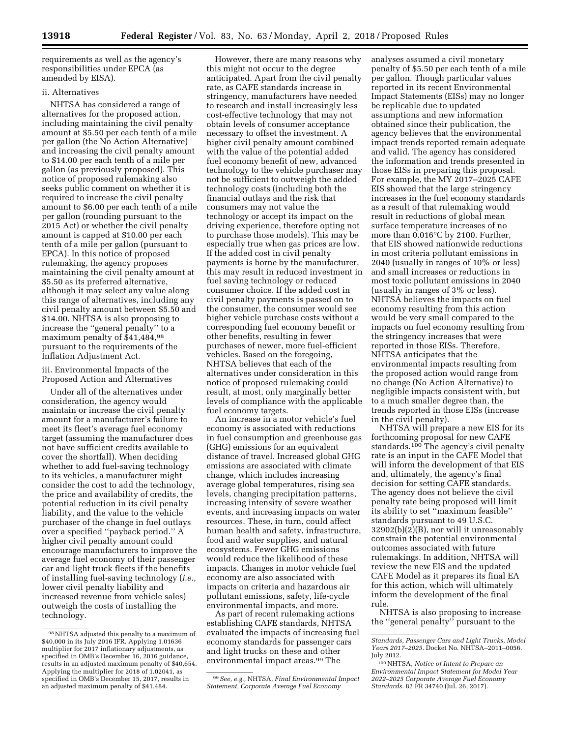requirements as well as the agency's responsibilities under EPCA (as amended by EISA).

ii. Alternatives

NHTSA has considered a range of alternatives for the proposed action, including maintaining the civil penalty amount at $5.50 per each tenth of a mile per gallon (the No Action Alternative) and increasing the civil penalty amount to $14.00 per each tenth of a mile per gallon (as previously proposed). This notice of proposed rulemaking also seeks public comment on whether it is required to increase the civil penalty amount to $6.00 per each tenth of a mile per gallon (rounding pursuant to the 2015 Act) or whether the civil penalty amount is capped at $10.00 per each tenth of a mile per gallon (pursuant to EPCA). In this notice of proposed rulemaking, the agency proposes maintaining the civil penalty amount at $5.50 as its preferred alternative, although it may select any value along this range of alternatives, including any civil penalty amount between $5.50 and $14.00. NHTSA is also proposing to increase the ''general penalty'' to a maximum penalty of $41,484,[98] pursuant to the requirements of the Inflation Adjustment Act.

iii. Environmental Impacts of the Proposed Action and Alternatives

Under all of the alternatives under consideration, the agency would maintain or increase the civil penalty amount for a manufacturer's failure to meet its fleet's average fuel economy target (assuming the manufacturer does not have sufficient credits available to cover the shortfall). When deciding whether to add fuel-saving technology to its vehicles, a manufacturer might consider the cost to add the technology, the price and availability of credits, the potential reduction in its civil penalty liability, and the value to the vehicle purchaser of the change in fuel outlays over a specified ''payback period.'' A higher civil penalty amount could encourage manufacturers to improve the average fuel economy of their passenger car and light truck fleets if the benefits of installing fuel-saving technology (*i.e.,* lower civil penalty liability and increased revenue from vehicle sales) outweigh the costs of installing the technology.

However, there are many reasons why this might not occur to the degree anticipated. Apart from the civil penalty rate, as CAFE standards increase in stringency, manufacturers have needed to research and install increasingly less cost-effective technology that may not obtain levels of consumer acceptance necessary to offset the investment. A higher civil penalty amount combined with the value of the potential added fuel economy benefit of new, advanced technology to the vehicle purchaser may not be sufficient to outweigh the added technology costs (including both the financial outlays and the risk that consumers may not value the technology or accept its impact on the driving experience, therefore opting not to purchase those models). This may be especially true when gas prices are low. If the added cost in civil penalty payments is borne by the manufacturer, this may result in reduced investment in fuel saving technology or reduced consumer choice. If the added cost in civil penalty payments is passed on to the consumer, the consumer would see higher vehicle purchase costs without a corresponding fuel economy benefit or other benefits, resulting in fewer purchases of newer, more fuel-efficient vehicles. Based on the foregoing, NHTSA believes that each of the alternatives under consideration in this notice of proposed rulemaking could result, at most, only marginally better levels of compliance with the applicable fuel economy targets.

An increase in a motor vehicle's fuel economy is associated with reductions in fuel consumption and greenhouse gas (GHG) emissions for an equivalent distance of travel. Increased global GHG emissions are associated with climate change, which includes increasing average global temperatures, rising sea levels, changing precipitation patterns, increasing intensity of severe weather events, and increasing impacts on water resources. These, in turn, could affect human health and safety, infrastructure, food and water supplies, and natural ecosystems. Fewer GHG emissions would reduce the likelihood of these impacts. Changes in motor vehicle fuel economy are also associated with impacts on criteria and hazardous air pollutant emissions, safety, life-cycle environmental impacts, and more.

As part of recent rulemaking actions establishing CAFE standards, NHTSA evaluated the impacts of increasing fuel economy standards for passenger cars and light trucks on these and other environmental impact areas.[99] The analyses assumed a civil monetary penalty of $5.50 per each tenth of a mile per gallon. Though particular values reported in its recent Environmental Impact Statements (EISs) may no longer be replicable due to updated assumptions and new information obtained since their publication, the agency believes that the environmental impact trends reported remain adequate and valid. The agency has considered the information and trends presented in those EISs in preparing this proposal. For example, the MY 2017–2025 CAFE EIS showed that the large stringency increases in the fuel economy standards as a result of that rulemaking would result in reductions of global mean surface temperature increases of no more than 0.016°C by 2100. Further, that EIS showed nationwide reductions in most criteria pollutant emissions in 2040 (usually in ranges of 10% or less) and small increases or reductions in most toxic pollutant emissions in 2040 (usually in ranges of 3% or less). NHTSA believes the impacts on fuel economy resulting from this action would be very small compared to the impacts on fuel economy resulting from the stringency increases that were reported in those EISs. Therefore, NHTSA anticipates that the environmental impacts resulting from the proposed action would range from no change (No Action Alternative) to negligible impacts consistent with, but to a much smaller degree than, the trends reported in those EISs (increase in the civil penalty).

NHTSA will prepare a new EIS for its forthcoming proposal for new CAFE standards.[100] The agency's civil penalty rate is an input in the CAFE Model that will inform the development of that EIS and, ultimately, the agency's final decision for setting CAFE standards. The agency does not believe the civil penalty rate being proposed will limit its ability to set ''maximum feasible'' standards pursuant to 49 U.S.C. 32902(b)(2)(B), nor will it unreasonably constrain the potential environmental outcomes associated with future rulemakings. In addition, NHTSA will review the new EIS and the updated CAFE Model as it prepares its final EA for this action, which will ultimately inform the development of the final rule.

NHTSA is also proposing to increase the ''general penalty'' pursuant to the

---

[98] NHTSA adjusted this penalty to a maximum of $40,000 in its July 2016 IFR. Applying 1.01636 multiplier for 2017 inflationary adjustments, as specified in OMB's December 16, 2016 guidance, results in an adjusted maximum penalty of $40,654. Applying the multiplier for 2018 of 1.02041, as specified in OMB's December 15, 2017, results in an adjusted maximum penalty of $41,484.

[99] *See, e.g.,* NHTSA, *Final Environmental Impact Statement, Corporate Average Fuel Economy Standards, Passenger Cars and Light Trucks, Model Years 2017–2025.* Docket No. NHTSA–2011–0056. July 2012.

[100] NHTSA, *Notice of Intent to Prepare an Environmental Impact Statement for Model Year 2022–2025 Corporate Average Fuel Economy Standards.* 82 FR 34740 (Jul. 26, 2017).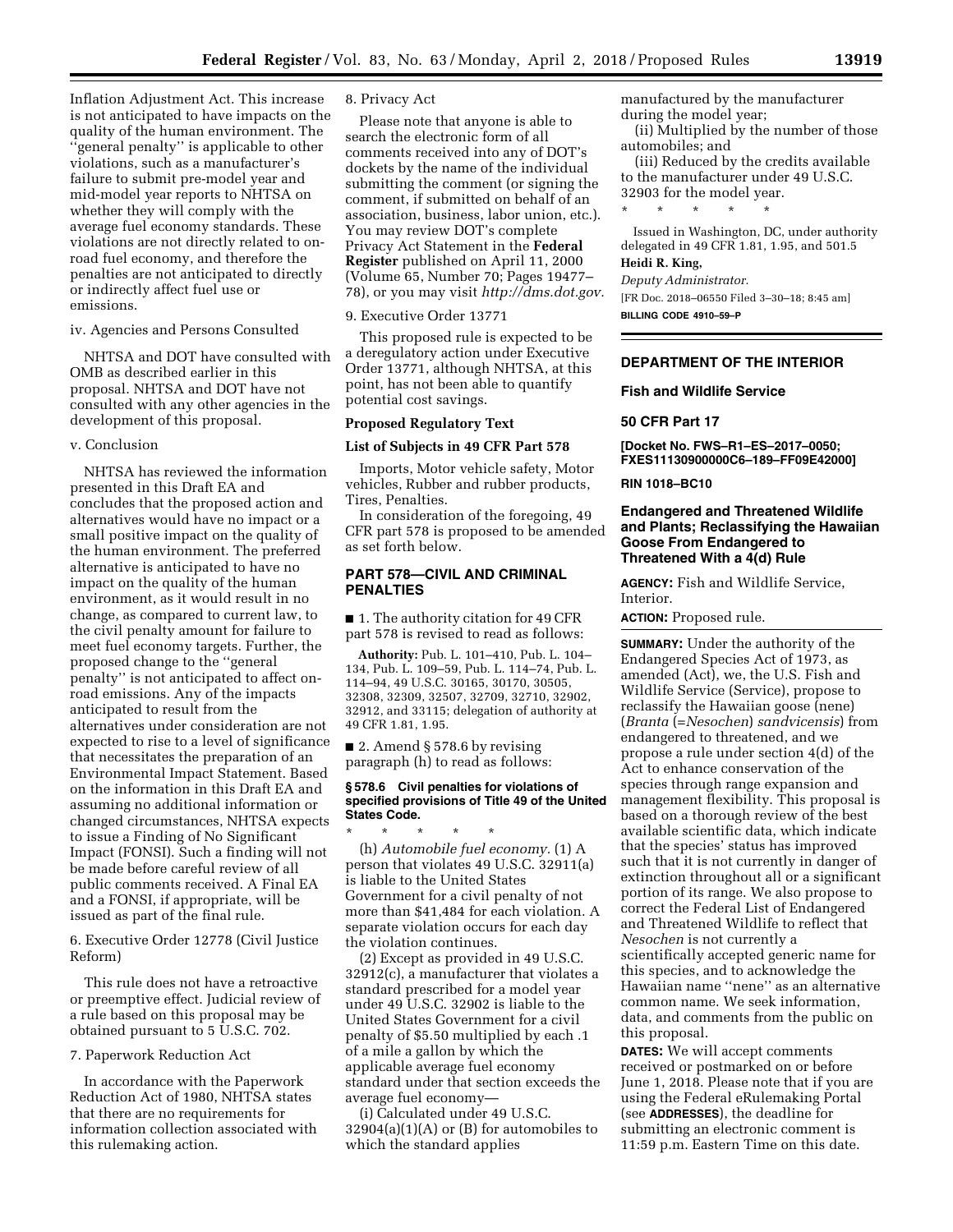Inflation Adjustment Act. This increase is not anticipated to have impacts on the quality of the human environment. The ''general penalty'' is applicable to other violations, such as a manufacturer's failure to submit pre-model year and mid-model year reports to NHTSA on whether they will comply with the average fuel economy standards. These violations are not directly related to on-road fuel economy, and therefore the penalties are not anticipated to directly or indirectly affect fuel use or emissions.

iv. Agencies and Persons Consulted

NHTSA and DOT have consulted with OMB as described earlier in this proposal. NHTSA and DOT have not consulted with any other agencies in the development of this proposal.

v. Conclusion

NHTSA has reviewed the information presented in this Draft EA and concludes that the proposed action and alternatives would have no impact or a small positive impact on the quality of the human environment. The preferred alternative is anticipated to have no impact on the quality of the human environment, as it would result in no change, as compared to current law, to the civil penalty amount for failure to meet fuel economy targets. Further, the proposed change to the ''general penalty'' is not anticipated to affect on-road emissions. Any of the impacts anticipated to result from the alternatives under consideration are not expected to rise to a level of significance that necessitates the preparation of an Environmental Impact Statement. Based on the information in this Draft EA and assuming no additional information or changed circumstances, NHTSA expects to issue a Finding of No Significant Impact (FONSI). Such a finding will not be made before careful review of all public comments received. A Final EA and a FONSI, if appropriate, will be issued as part of the final rule.

6. Executive Order 12778 (Civil Justice Reform)

This rule does not have a retroactive or preemptive effect. Judicial review of a rule based on this proposal may be obtained pursuant to 5 U.S.C. 702.

7. Paperwork Reduction Act

In accordance with the Paperwork Reduction Act of 1980, NHTSA states that there are no requirements for information collection associated with this rulemaking action.

8. Privacy Act

Please note that anyone is able to search the electronic form of all comments received into any of DOT's dockets by the name of the individual submitting the comment (or signing the comment, if submitted on behalf of an association, business, labor union, etc.). You may review DOT's complete Privacy Act Statement in the **Federal Register** published on April 11, 2000 (Volume 65, Number 70; Pages 19477–78), or you may visit *http://dms.dot.gov*.

9. Executive Order 13771

This proposed rule is expected to be a deregulatory action under Executive Order 13771, although NHTSA, at this point, has not been able to quantify potential cost savings.

**Proposed Regulatory Text**

**List of Subjects in 49 CFR Part 578**

Imports, Motor vehicle safety, Motor vehicles, Rubber and rubber products, Tires, Penalties.

In consideration of the foregoing, 49 CFR part 578 is proposed to be amended as set forth below.

## PART 578—CIVIL AND CRIMINAL PENALTIES

■ 1. The authority citation for 49 CFR part 578 is revised to read as follows:

**Authority:** Pub. L. 101–410, Pub. L. 104–134, Pub. L. 109–59, Pub. L. 114–74, Pub. L. 114–94, 49 U.S.C. 30165, 30170, 30505, 32308, 32309, 32507, 32709, 32710, 32902, 32912, and 33115; delegation of authority at 49 CFR 1.81, 1.95.

■ 2. Amend § 578.6 by revising paragraph (h) to read as follows:

**§ 578.6 Civil penalties for violations of specified provisions of Title 49 of the United States Code.**

\* \* \* \* \*

(h) *Automobile fuel economy.* (1) A person that violates 49 U.S.C. 32911(a) is liable to the United States Government for a civil penalty of not more than $41,484 for each violation. A separate violation occurs for each day the violation continues.

(2) Except as provided in 49 U.S.C. 32912(c), a manufacturer that violates a standard prescribed for a model year under 49 U.S.C. 32902 is liable to the United States Government for a civil penalty of $5.50 multiplied by each .1 of a mile a gallon by which the applicable average fuel economy standard under that section exceeds the average fuel economy—

(i) Calculated under 49 U.S.C. 32904(a)(1)(A) or (B) for automobiles to which the standard applies manufactured by the manufacturer during the model year;

(ii) Multiplied by the number of those automobiles; and

(iii) Reduced by the credits available to the manufacturer under 49 U.S.C. 32903 for the model year.

\* \* \* \* \*

Issued in Washington, DC, under authority delegated in 49 CFR 1.81, 1.95, and 501.5

**Heidi R. King,**

*Deputy Administrator.*

[FR Doc. 2018–06550 Filed 3–30–18; 8:45 am]

**BILLING CODE 4910–59–P**

---

## DEPARTMENT OF THE INTERIOR

## Fish and Wildlife Service

## 50 CFR Part 17

**[Docket No. FWS–R1–ES–2017–0050; FXES11130900000C6–189–FF09E42000]**

**RIN 1018–BC10**

## Endangered and Threatened Wildlife and Plants; Reclassifying the Hawaiian Goose From Endangered to Threatened With a 4(d) Rule

**AGENCY:** Fish and Wildlife Service, Interior.

**ACTION:** Proposed rule.

**SUMMARY:** Under the authority of the Endangered Species Act of 1973, as amended (Act), we, the U.S. Fish and Wildlife Service (Service), propose to reclassify the Hawaiian goose (nene) (*Branta* (=*Nesochen*) *sandvicensis*) from endangered to threatened, and we propose a rule under section 4(d) of the Act to enhance conservation of the species through range expansion and management flexibility. This proposal is based on a thorough review of the best available scientific data, which indicate that the species' status has improved such that it is not currently in danger of extinction throughout all or a significant portion of its range. We also propose to correct the Federal List of Endangered and Threatened Wildlife to reflect that *Nesochen* is not currently a scientifically accepted generic name for this species, and to acknowledge the Hawaiian name ''nene'' as an alternative common name. We seek information, data, and comments from the public on this proposal.

**DATES:** We will accept comments received or postmarked on or before June 1, 2018. Please note that if you are using the Federal eRulemaking Portal (see **ADDRESSES**), the deadline for submitting an electronic comment is 11:59 p.m. Eastern Time on this date.